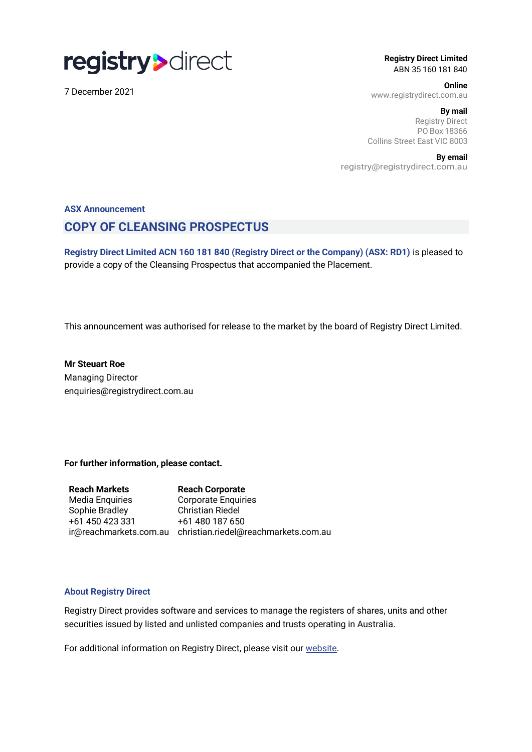registry direct

7 December 2021

**Registry Direct Limited**
ABN 35 160 181 840

**Online**
www.registrydirect.com.au

**By mail**
Registry Direct
PO Box 18366
Collins Street East VIC 8003

**By email**
registry@registrydirect.com.au

**ASX Announcement**

## COPY OF CLEANSING PROSPECTUS

**Registry Direct Limited ACN 160 181 840 (Registry Direct or the Company) (ASX: RD1)** is pleased to provide a copy of the Cleansing Prospectus that accompanied the Placement.

This announcement was authorised for release to the market by the board of Registry Direct Limited.

**Mr Steuart Roe**
Managing Director
enquiries@registrydirect.com.au

**For further information, please contact.**

| **Reach Markets** | **Reach Corporate** |
|---|---|
| Media Enquiries | Corporate Enquiries |
| Sophie Bradley | Christian Riedel |
| +61 450 423 331 | +61 480 187 650 |
| ir@reachmarkets.com.au | christian.riedel@reachmarkets.com.au |

**About Registry Direct**

Registry Direct provides software and services to manage the registers of shares, units and other securities issued by listed and unlisted companies and trusts operating in Australia.

For additional information on Registry Direct, please visit our website.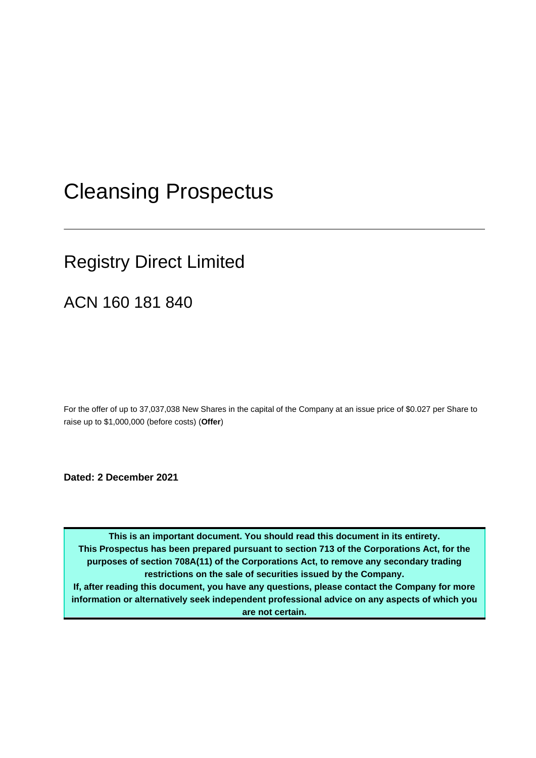# Cleansing Prospectus

---

## Registry Direct Limited

## ACN 160 181 840

For the offer of up to 37,037,038 New Shares in the capital of the Company at an issue price of $0.027 per Share to raise up to $1,000,000 (before costs) (**Offer**)

**Dated: 2 December 2021**

**This is an important document. You should read this document in its entirety. This Prospectus has been prepared pursuant to section 713 of the Corporations Act, for the purposes of section 708A(11) of the Corporations Act, to remove any secondary trading restrictions on the sale of securities issued by the Company.**

**If, after reading this document, you have any questions, please contact the Company for more information or alternatively seek independent professional advice on any aspects of which you are not certain.**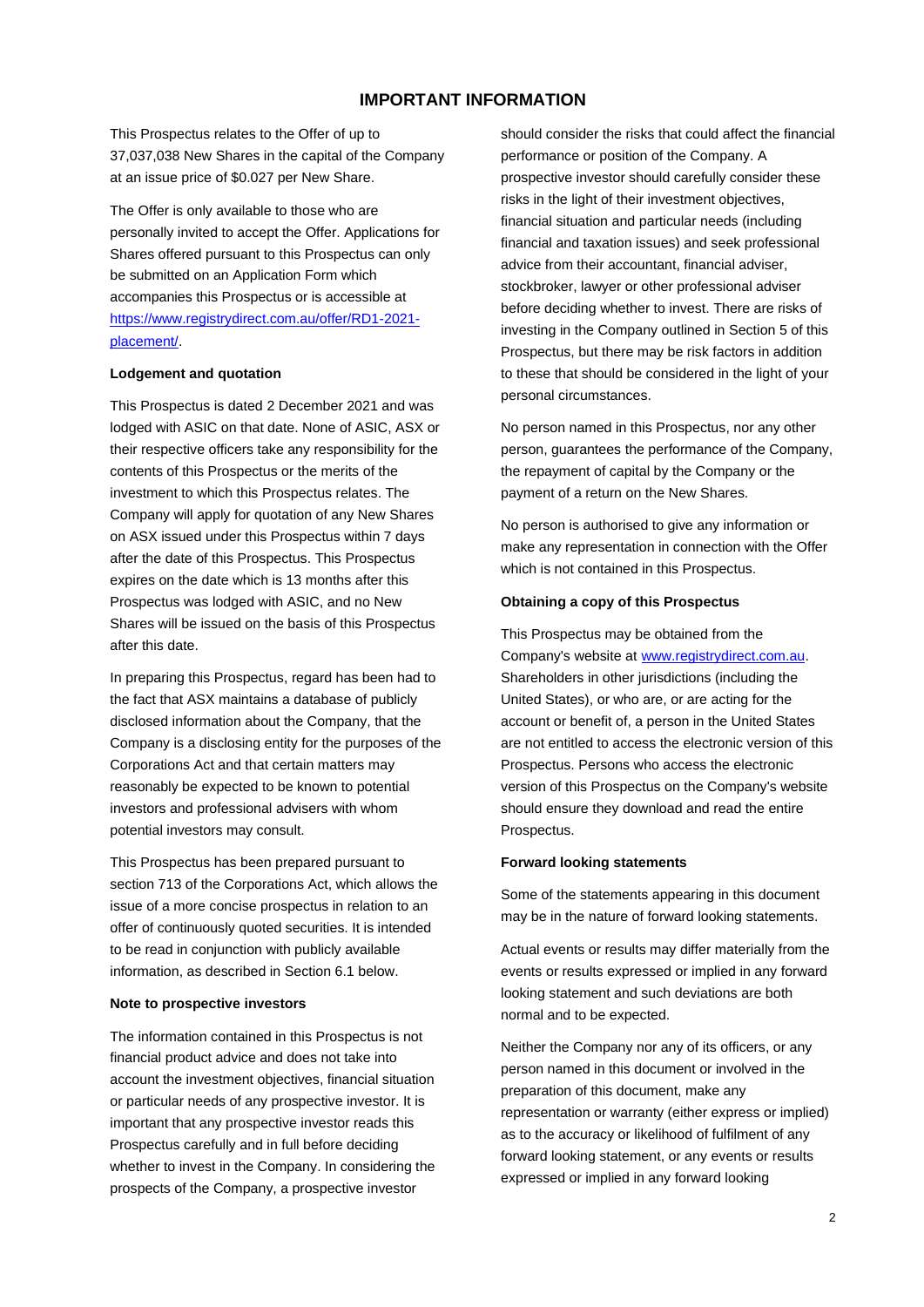# IMPORTANT INFORMATION

This Prospectus relates to the Offer of up to 37,037,038 New Shares in the capital of the Company at an issue price of $0.027 per New Share.

The Offer is only available to those who are personally invited to accept the Offer. Applications for Shares offered pursuant to this Prospectus can only be submitted on an Application Form which accompanies this Prospectus or is accessible at [https://www.registrydirect.com.au/offer/RD1-2021-placement/](https://www.registrydirect.com.au/offer/RD1-2021-placement/).

**Lodgement and quotation**

This Prospectus is dated 2 December 2021 and was lodged with ASIC on that date. None of ASIC, ASX or their respective officers take any responsibility for the contents of this Prospectus or the merits of the investment to which this Prospectus relates. The Company will apply for quotation of any New Shares on ASX issued under this Prospectus within 7 days after the date of this Prospectus. This Prospectus expires on the date which is 13 months after this Prospectus was lodged with ASIC, and no New Shares will be issued on the basis of this Prospectus after this date.

In preparing this Prospectus, regard has been had to the fact that ASX maintains a database of publicly disclosed information about the Company, that the Company is a disclosing entity for the purposes of the Corporations Act and that certain matters may reasonably be expected to be known to potential investors and professional advisers with whom potential investors may consult.

This Prospectus has been prepared pursuant to section 713 of the Corporations Act, which allows the issue of a more concise prospectus in relation to an offer of continuously quoted securities. It is intended to be read in conjunction with publicly available information, as described in Section 6.1 below.

**Note to prospective investors**

The information contained in this Prospectus is not financial product advice and does not take into account the investment objectives, financial situation or particular needs of any prospective investor. It is important that any prospective investor reads this Prospectus carefully and in full before deciding whether to invest in the Company. In considering the prospects of the Company, a prospective investor should consider the risks that could affect the financial performance or position of the Company. A prospective investor should carefully consider these risks in the light of their investment objectives, financial situation and particular needs (including financial and taxation issues) and seek professional advice from their accountant, financial adviser, stockbroker, lawyer or other professional adviser before deciding whether to invest. There are risks of investing in the Company outlined in Section 5 of this Prospectus, but there may be risk factors in addition to these that should be considered in the light of your personal circumstances.

No person named in this Prospectus, nor any other person, guarantees the performance of the Company, the repayment of capital by the Company or the payment of a return on the New Shares.

No person is authorised to give any information or make any representation in connection with the Offer which is not contained in this Prospectus.

**Obtaining a copy of this Prospectus**

This Prospectus may be obtained from the Company's website at [www.registrydirect.com.au](www.registrydirect.com.au). Shareholders in other jurisdictions (including the United States), or who are, or are acting for the account or benefit of, a person in the United States are not entitled to access the electronic version of this Prospectus. Persons who access the electronic version of this Prospectus on the Company's website should ensure they download and read the entire Prospectus.

**Forward looking statements**

Some of the statements appearing in this document may be in the nature of forward looking statements.

Actual events or results may differ materially from the events or results expressed or implied in any forward looking statement and such deviations are both normal and to be expected.

Neither the Company nor any of its officers, or any person named in this document or involved in the preparation of this document, make any representation or warranty (either express or implied) as to the accuracy or likelihood of fulfilment of any forward looking statement, or any events or results expressed or implied in any forward looking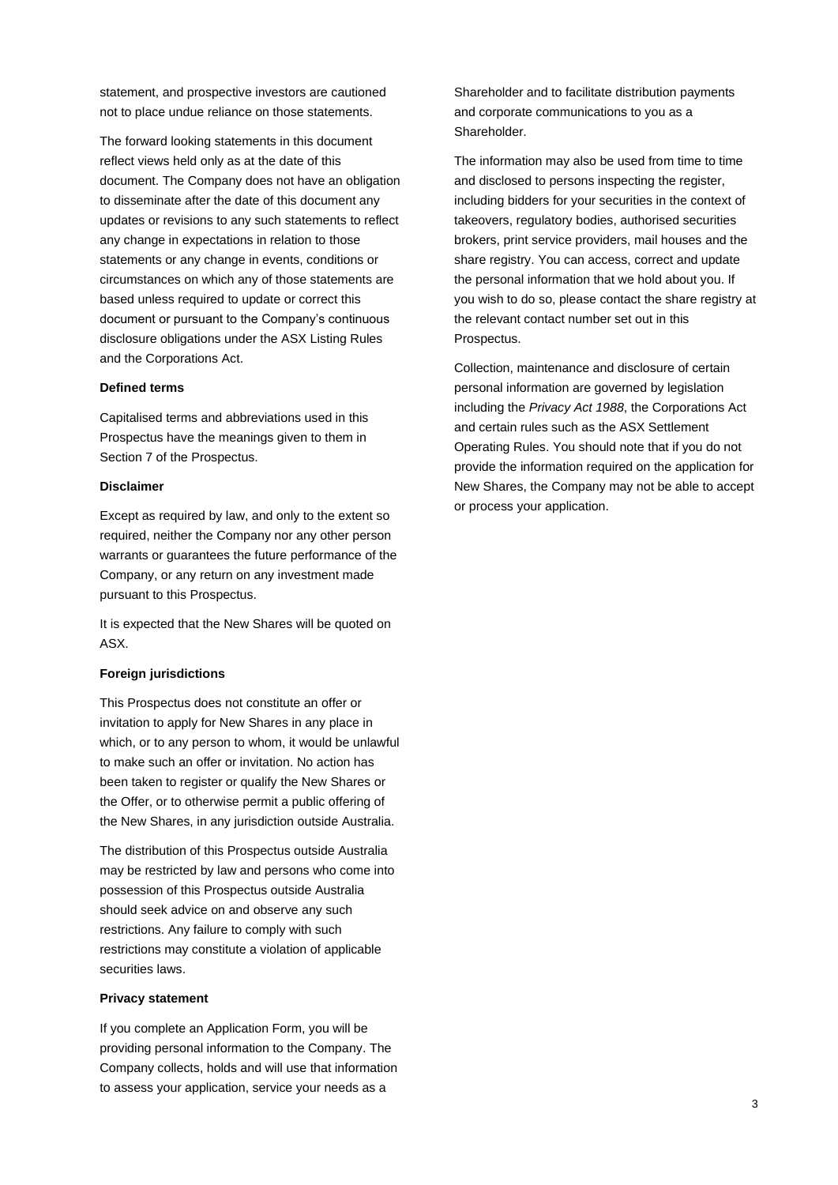statement, and prospective investors are cautioned not to place undue reliance on those statements.

The forward looking statements in this document reflect views held only as at the date of this document. The Company does not have an obligation to disseminate after the date of this document any updates or revisions to any such statements to reflect any change in expectations in relation to those statements or any change in events, conditions or circumstances on which any of those statements are based unless required to update or correct this document or pursuant to the Company's continuous disclosure obligations under the ASX Listing Rules and the Corporations Act.

**Defined terms**

Capitalised terms and abbreviations used in this Prospectus have the meanings given to them in Section 7 of the Prospectus.

**Disclaimer**

Except as required by law, and only to the extent so required, neither the Company nor any other person warrants or guarantees the future performance of the Company, or any return on any investment made pursuant to this Prospectus.

It is expected that the New Shares will be quoted on ASX.

**Foreign jurisdictions**

This Prospectus does not constitute an offer or invitation to apply for New Shares in any place in which, or to any person to whom, it would be unlawful to make such an offer or invitation. No action has been taken to register or qualify the New Shares or the Offer, or to otherwise permit a public offering of the New Shares, in any jurisdiction outside Australia.

The distribution of this Prospectus outside Australia may be restricted by law and persons who come into possession of this Prospectus outside Australia should seek advice on and observe any such restrictions. Any failure to comply with such restrictions may constitute a violation of applicable securities laws.

**Privacy statement**

If you complete an Application Form, you will be providing personal information to the Company. The Company collects, holds and will use that information to assess your application, service your needs as a Shareholder and to facilitate distribution payments and corporate communications to you as a Shareholder.

The information may also be used from time to time and disclosed to persons inspecting the register, including bidders for your securities in the context of takeovers, regulatory bodies, authorised securities brokers, print service providers, mail houses and the share registry. You can access, correct and update the personal information that we hold about you. If you wish to do so, please contact the share registry at the relevant contact number set out in this Prospectus.

Collection, maintenance and disclosure of certain personal information are governed by legislation including the *Privacy Act 1988*, the Corporations Act and certain rules such as the ASX Settlement Operating Rules. You should note that if you do not provide the information required on the application for New Shares, the Company may not be able to accept or process your application.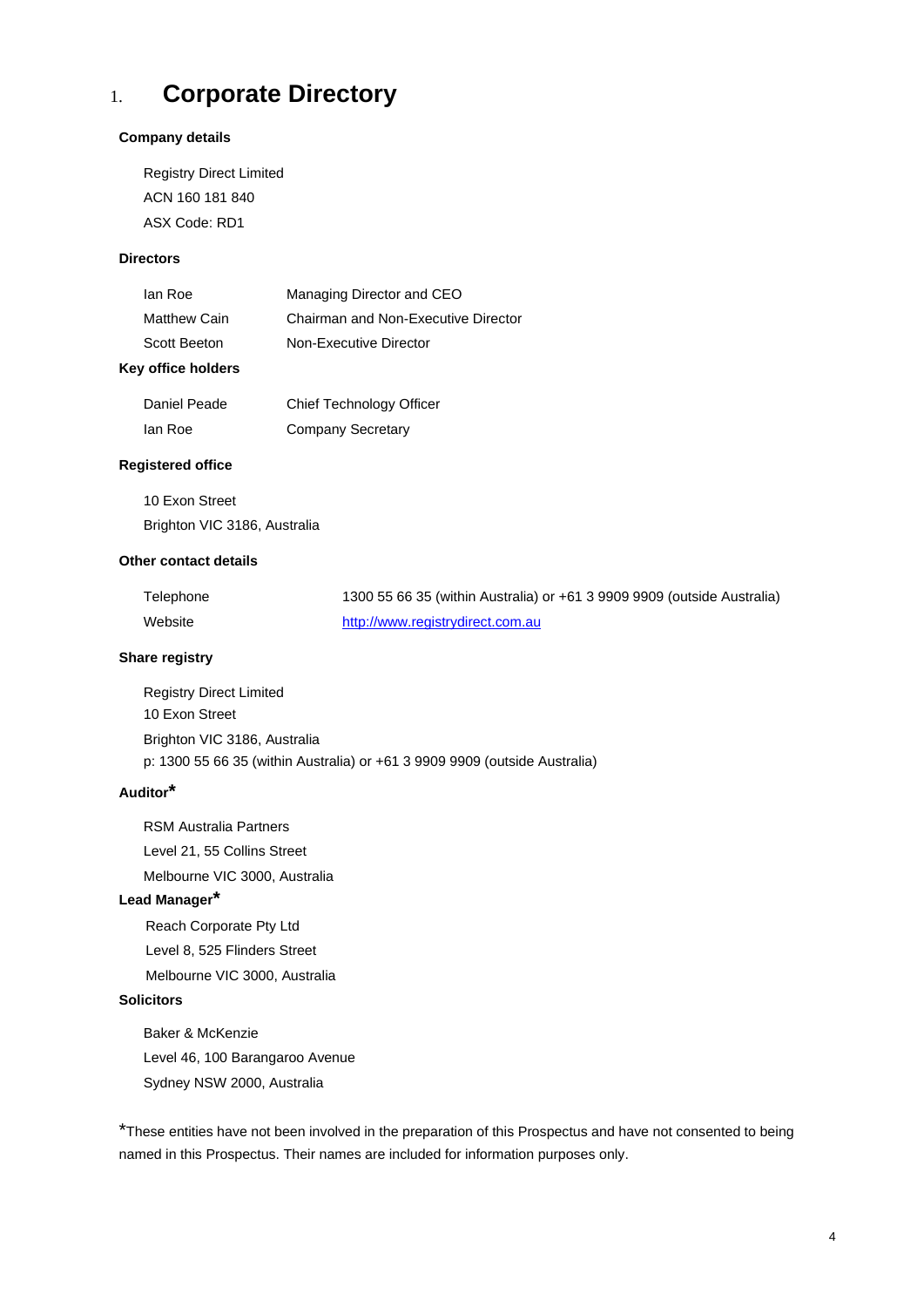# 1. Corporate Directory

**Company details**

Registry Direct Limited
ACN 160 181 840
ASX Code: RD1

**Directors**

| | |
|---|---|
| Ian Roe | Managing Director and CEO |
| Matthew Cain | Chairman and Non-Executive Director |
| Scott Beeton | Non-Executive Director |

**Key office holders**

| | |
|---|---|
| Daniel Peade | Chief Technology Officer |
| Ian Roe | Company Secretary |

**Registered office**

10 Exon Street
Brighton VIC 3186, Australia

**Other contact details**

| | |
|---|---|
| Telephone | 1300 55 66 35 (within Australia) or +61 3 9909 9909 (outside Australia) |
| Website | http://www.registrydirect.com.au |

**Share registry**

Registry Direct Limited
10 Exon Street
Brighton VIC 3186, Australia
p: 1300 55 66 35 (within Australia) or +61 3 9909 9909 (outside Australia)

**Auditor***

RSM Australia Partners
Level 21, 55 Collins Street
Melbourne VIC 3000, Australia

**Lead Manager***

Reach Corporate Pty Ltd
Level 8, 525 Flinders Street
Melbourne VIC 3000, Australia

**Solicitors**

Baker & McKenzie
Level 46, 100 Barangaroo Avenue
Sydney NSW 2000, Australia

*These entities have not been involved in the preparation of this Prospectus and have not consented to being named in this Prospectus. Their names are included for information purposes only.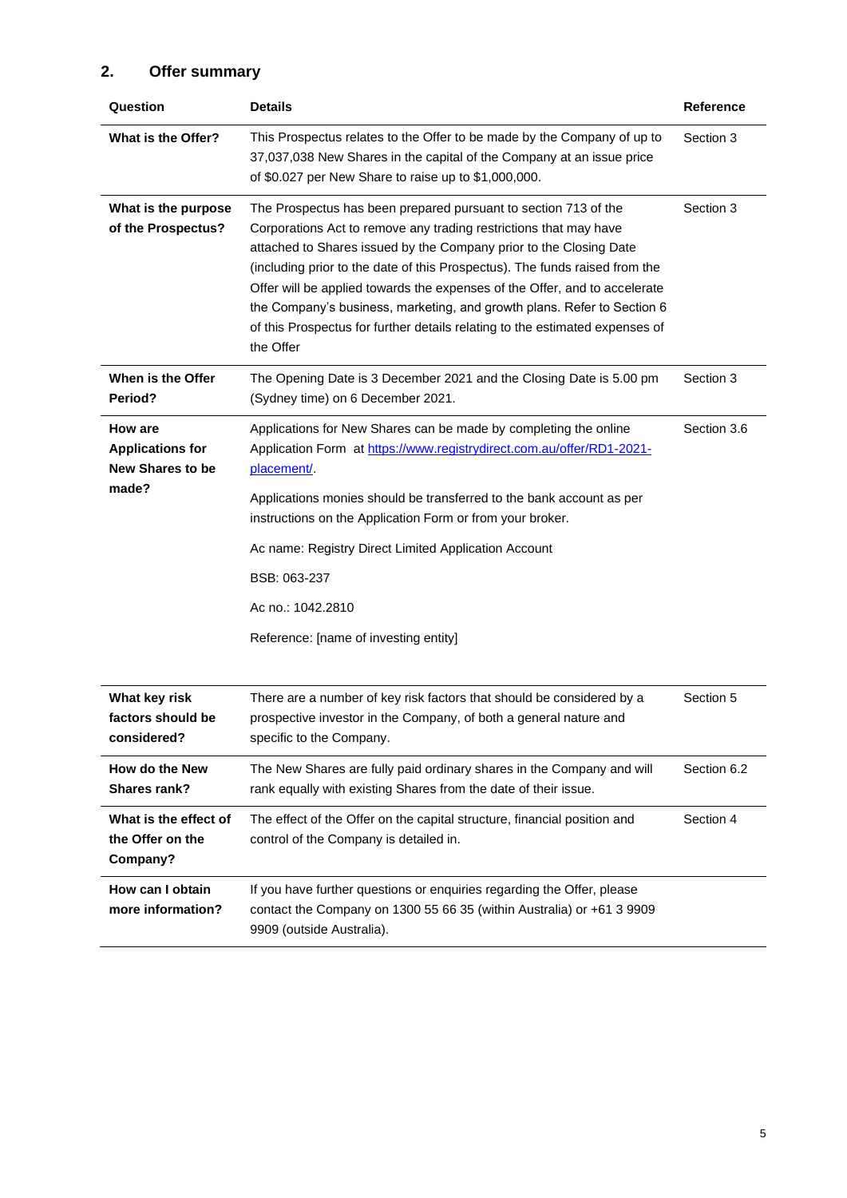## 2. Offer summary

| Question | Details | Reference |
|---|---|---|
| **What is the Offer?** | This Prospectus relates to the Offer to be made by the Company of up to 37,037,038 New Shares in the capital of the Company at an issue price of $0.027 per New Share to raise up to $1,000,000. | Section 3 |
| **What is the purpose of the Prospectus?** | The Prospectus has been prepared pursuant to section 713 of the Corporations Act to remove any trading restrictions that may have attached to Shares issued by the Company prior to the Closing Date (including prior to the date of this Prospectus). The funds raised from the Offer will be applied towards the expenses of the Offer, and to accelerate the Company's business, marketing, and growth plans. Refer to Section 6 of this Prospectus for further details relating to the estimated expenses of the Offer | Section 3 |
| **When is the Offer Period?** | The Opening Date is 3 December 2021 and the Closing Date is 5.00 pm (Sydney time) on 6 December 2021. | Section 3 |
| **How are Applications for New Shares to be made?** | Applications for New Shares can be made by completing the online Application Form at [https://www.registrydirect.com.au/offer/RD1-2021-placement/](https://www.registrydirect.com.au/offer/RD1-2021-placement/).<br><br>Applications monies should be transferred to the bank account as per instructions on the Application Form or from your broker.<br><br>Ac name: Registry Direct Limited Application Account<br><br>BSB: 063-237<br><br>Ac no.: 1042.2810<br><br>Reference: [name of investing entity] | Section 3.6 |
| **What key risk factors should be considered?** | There are a number of key risk factors that should be considered by a prospective investor in the Company, of both a general nature and specific to the Company. | Section 5 |
| **How do the New Shares rank?** | The New Shares are fully paid ordinary shares in the Company and will rank equally with existing Shares from the date of their issue. | Section 6.2 |
| **What is the effect of the Offer on the Company?** | The effect of the Offer on the capital structure, financial position and control of the Company is detailed in. | Section 4 |
| **How can I obtain more information?** | If you have further questions or enquiries regarding the Offer, please contact the Company on 1300 55 66 35 (within Australia) or +61 3 9909 9909 (outside Australia). | |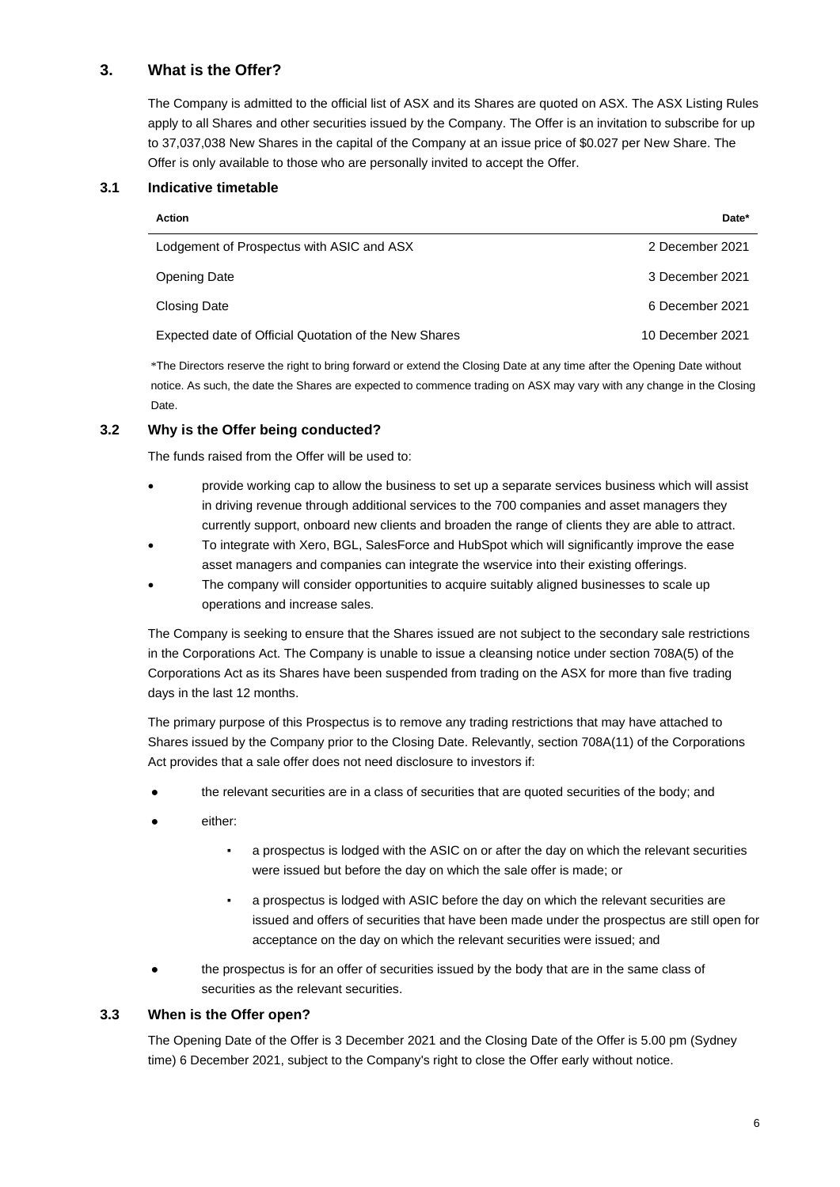## 3. What is the Offer?

The Company is admitted to the official list of ASX and its Shares are quoted on ASX. The ASX Listing Rules apply to all Shares and other securities issued by the Company. The Offer is an invitation to subscribe for up to 37,037,038 New Shares in the capital of the Company at an issue price of $0.027 per New Share. The Offer is only available to those who are personally invited to accept the Offer.

### 3.1 Indicative timetable

| Action | Date* |
|---|---|
| Lodgement of Prospectus with ASIC and ASX | 2 December 2021 |
| Opening Date | 3 December 2021 |
| Closing Date | 6 December 2021 |
| Expected date of Official Quotation of the New Shares | 10 December 2021 |

*The Directors reserve the right to bring forward or extend the Closing Date at any time after the Opening Date without notice. As such, the date the Shares are expected to commence trading on ASX may vary with any change in the Closing Date.

### 3.2 Why is the Offer being conducted?

The funds raised from the Offer will be used to:

- provide working cap to allow the business to set up a separate services business which will assist in driving revenue through additional services to the 700 companies and asset managers they currently support, onboard new clients and broaden the range of clients they are able to attract.
- To integrate with Xero, BGL, SalesForce and HubSpot which will significantly improve the ease asset managers and companies can integrate the wservice into their existing offerings.
- The company will consider opportunities to acquire suitably aligned businesses to scale up operations and increase sales.

The Company is seeking to ensure that the Shares issued are not subject to the secondary sale restrictions in the Corporations Act. The Company is unable to issue a cleansing notice under section 708A(5) of the Corporations Act as its Shares have been suspended from trading on the ASX for more than five trading days in the last 12 months.

The primary purpose of this Prospectus is to remove any trading restrictions that may have attached to Shares issued by the Company prior to the Closing Date. Relevantly, section 708A(11) of the Corporations Act provides that a sale offer does not need disclosure to investors if:

- the relevant securities are in a class of securities that are quoted securities of the body; and
- either:
  - a prospectus is lodged with the ASIC on or after the day on which the relevant securities were issued but before the day on which the sale offer is made; or
  - a prospectus is lodged with ASIC before the day on which the relevant securities are issued and offers of securities that have been made under the prospectus are still open for acceptance on the day on which the relevant securities were issued; and
- the prospectus is for an offer of securities issued by the body that are in the same class of securities as the relevant securities.

### 3.3 When is the Offer open?

The Opening Date of the Offer is 3 December 2021 and the Closing Date of the Offer is 5.00 pm (Sydney time) 6 December 2021, subject to the Company's right to close the Offer early without notice.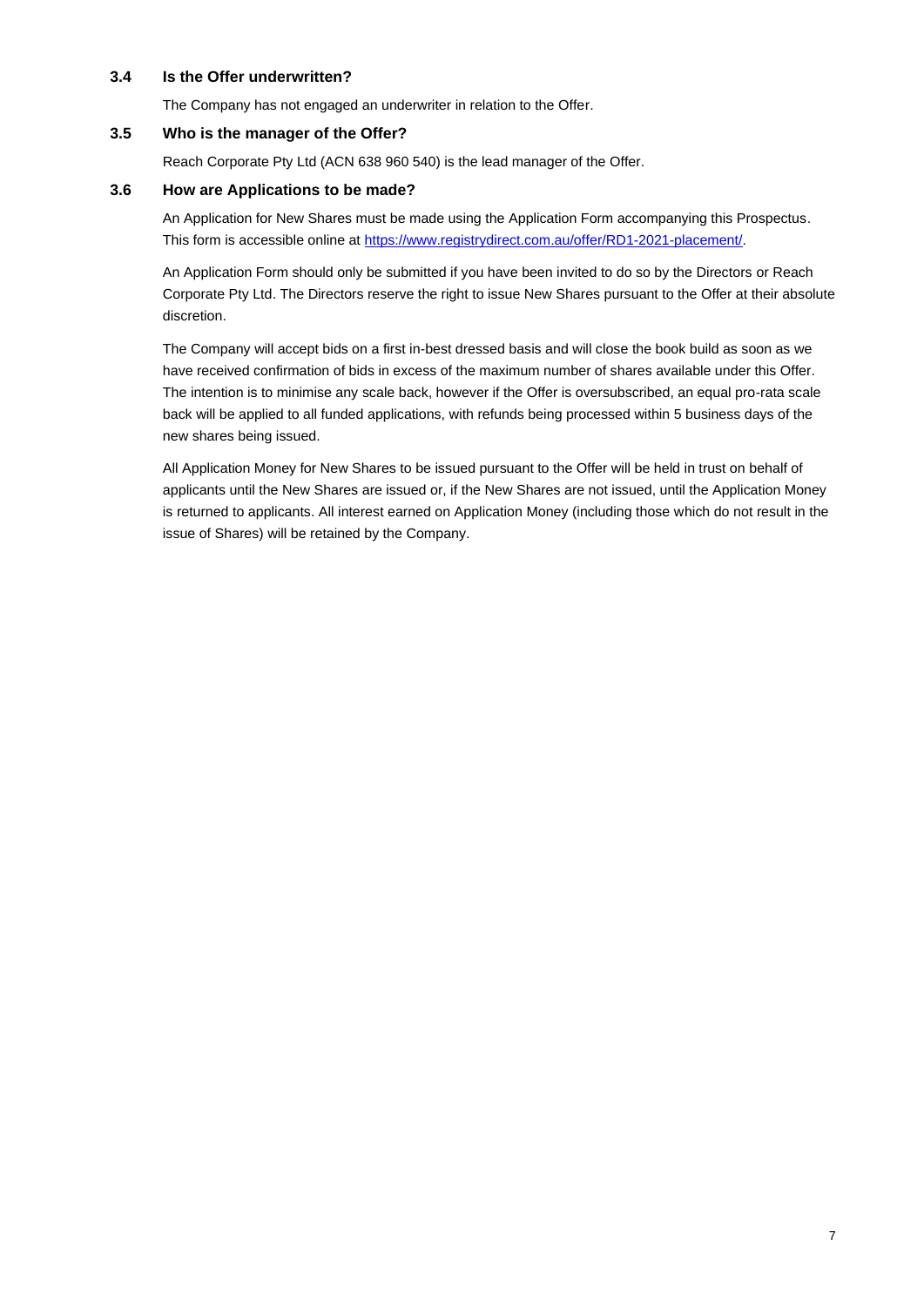### 3.4 Is the Offer underwritten?

The Company has not engaged an underwriter in relation to the Offer.

### 3.5 Who is the manager of the Offer?

Reach Corporate Pty Ltd (ACN 638 960 540) is the lead manager of the Offer.

### 3.6 How are Applications to be made?

An Application for New Shares must be made using the Application Form accompanying this Prospectus. This form is accessible online at [https://www.registrydirect.com.au/offer/RD1-2021-placement/](https://www.registrydirect.com.au/offer/RD1-2021-placement/).

An Application Form should only be submitted if you have been invited to do so by the Directors or Reach Corporate Pty Ltd. The Directors reserve the right to issue New Shares pursuant to the Offer at their absolute discretion.

The Company will accept bids on a first in-best dressed basis and will close the book build as soon as we have received confirmation of bids in excess of the maximum number of shares available under this Offer. The intention is to minimise any scale back, however if the Offer is oversubscribed, an equal pro-rata scale back will be applied to all funded applications, with refunds being processed within 5 business days of the new shares being issued.

All Application Money for New Shares to be issued pursuant to the Offer will be held in trust on behalf of applicants until the New Shares are issued or, if the New Shares are not issued, until the Application Money is returned to applicants. All interest earned on Application Money (including those which do not result in the issue of Shares) will be retained by the Company.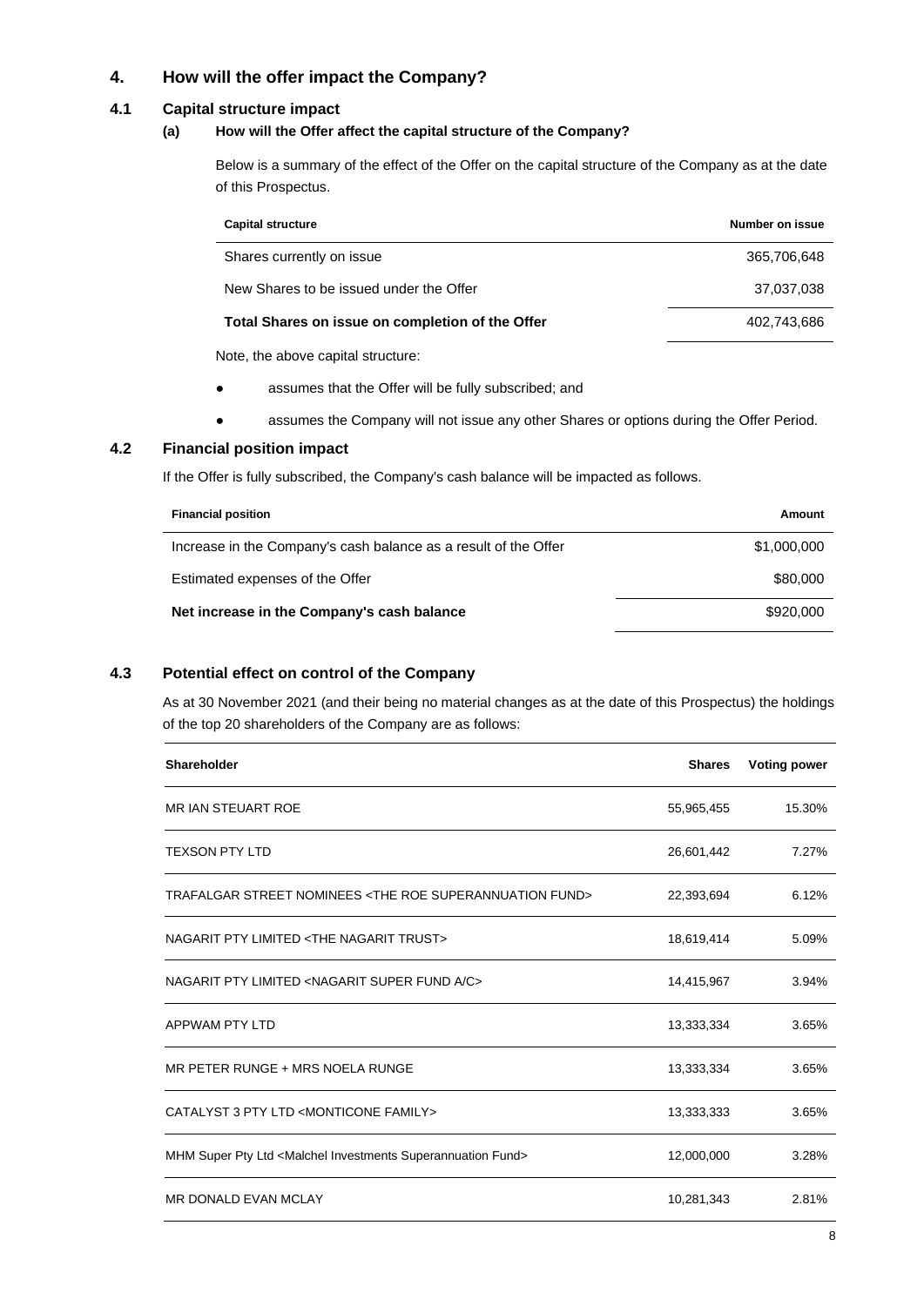## 4. How will the offer impact the Company?

### 4.1 Capital structure impact

#### (a) How will the Offer affect the capital structure of the Company?

Below is a summary of the effect of the Offer on the capital structure of the Company as at the date of this Prospectus.

| Capital structure | Number on issue |
|---|---|
| Shares currently on issue | 365,706,648 |
| New Shares to be issued under the Offer | 37,037,038 |
| **Total Shares on issue on completion of the Offer** | 402,743,686 |

Note, the above capital structure:

- assumes that the Offer will be fully subscribed; and
- assumes the Company will not issue any other Shares or options during the Offer Period.

### 4.2 Financial position impact

If the Offer is fully subscribed, the Company's cash balance will be impacted as follows.

| Financial position | Amount |
|---|---|
| Increase in the Company's cash balance as a result of the Offer | $1,000,000 |
| Estimated expenses of the Offer | $80,000 |
| **Net increase in the Company's cash balance** | $920,000 |

### 4.3 Potential effect on control of the Company

As at 30 November 2021 (and their being no material changes as at the date of this Prospectus) the holdings of the top 20 shareholders of the Company are as follows:

| Shareholder | Shares | Voting power |
|---|---|---|
| MR IAN STEUART ROE | 55,965,455 | 15.30% |
| TEXSON PTY LTD | 26,601,442 | 7.27% |
| TRAFALGAR STREET NOMINEES <THE ROE SUPERANNUATION FUND> | 22,393,694 | 6.12% |
| NAGARIT PTY LIMITED <THE NAGARIT TRUST> | 18,619,414 | 5.09% |
| NAGARIT PTY LIMITED <NAGARIT SUPER FUND A/C> | 14,415,967 | 3.94% |
| APPWAM PTY LTD | 13,333,334 | 3.65% |
| MR PETER RUNGE + MRS NOELA RUNGE | 13,333,334 | 3.65% |
| CATALYST 3 PTY LTD <MONTICONE FAMILY> | 13,333,333 | 3.65% |
| MHM Super Pty Ltd <Malchel Investments Superannuation Fund> | 12,000,000 | 3.28% |
| MR DONALD EVAN MCLAY | 10,281,343 | 2.81% |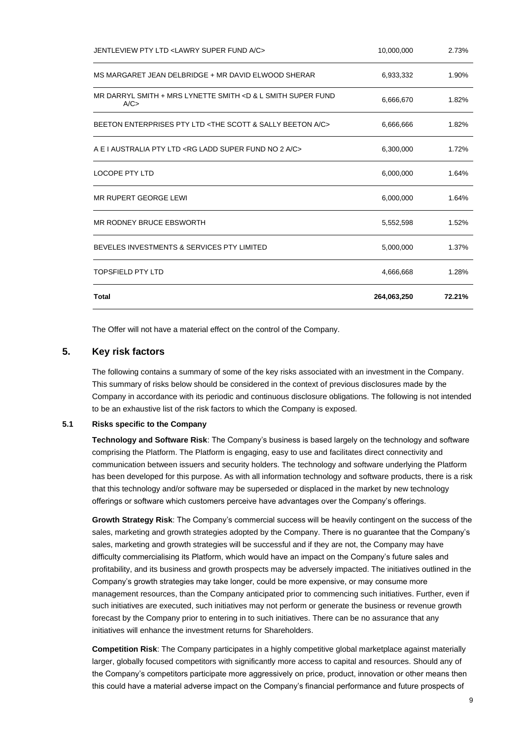| | | |
|---|---|---|
| JENTLEVIEW PTY LTD <LAWRY SUPER FUND A/C> | 10,000,000 | 2.73% |
| MS MARGARET JEAN DELBRIDGE + MR DAVID ELWOOD SHERAR | 6,933,332 | 1.90% |
| MR DARRYL SMITH + MRS LYNETTE SMITH <D & L SMITH SUPER FUND A/C> | 6,666,670 | 1.82% |
| BEETON ENTERPRISES PTY LTD <THE SCOTT & SALLY BEETON A/C> | 6,666,666 | 1.82% |
| A E I AUSTRALIA PTY LTD <RG LADD SUPER FUND NO 2 A/C> | 6,300,000 | 1.72% |
| LOCOPE PTY LTD | 6,000,000 | 1.64% |
| MR RUPERT GEORGE LEWI | 6,000,000 | 1.64% |
| MR RODNEY BRUCE EBSWORTH | 5,552,598 | 1.52% |
| BEVELES INVESTMENTS & SERVICES PTY LIMITED | 5,000,000 | 1.37% |
| TOPSFIELD PTY LTD | 4,666,668 | 1.28% |
| **Total** | **264,063,250** | **72.21%** |

The Offer will not have a material effect on the control of the Company.

## 5. Key risk factors

The following contains a summary of some of the key risks associated with an investment in the Company. This summary of risks below should be considered in the context of previous disclosures made by the Company in accordance with its periodic and continuous disclosure obligations. The following is not intended to be an exhaustive list of the risk factors to which the Company is exposed.

### 5.1 Risks specific to the Company

**Technology and Software Risk**: The Company's business is based largely on the technology and software comprising the Platform. The Platform is engaging, easy to use and facilitates direct connectivity and communication between issuers and security holders. The technology and software underlying the Platform has been developed for this purpose. As with all information technology and software products, there is a risk that this technology and/or software may be superseded or displaced in the market by new technology offerings or software which customers perceive have advantages over the Company's offerings.

**Growth Strategy Risk**: The Company's commercial success will be heavily contingent on the success of the sales, marketing and growth strategies adopted by the Company. There is no guarantee that the Company's sales, marketing and growth strategies will be successful and if they are not, the Company may have difficulty commercialising its Platform, which would have an impact on the Company's future sales and profitability, and its business and growth prospects may be adversely impacted. The initiatives outlined in the Company's growth strategies may take longer, could be more expensive, or may consume more management resources, than the Company anticipated prior to commencing such initiatives. Further, even if such initiatives are executed, such initiatives may not perform or generate the business or revenue growth forecast by the Company prior to entering in to such initiatives. There can be no assurance that any initiatives will enhance the investment returns for Shareholders.

**Competition Risk**: The Company participates in a highly competitive global marketplace against materially larger, globally focused competitors with significantly more access to capital and resources. Should any of the Company's competitors participate more aggressively on price, product, innovation or other means then this could have a material adverse impact on the Company's financial performance and future prospects of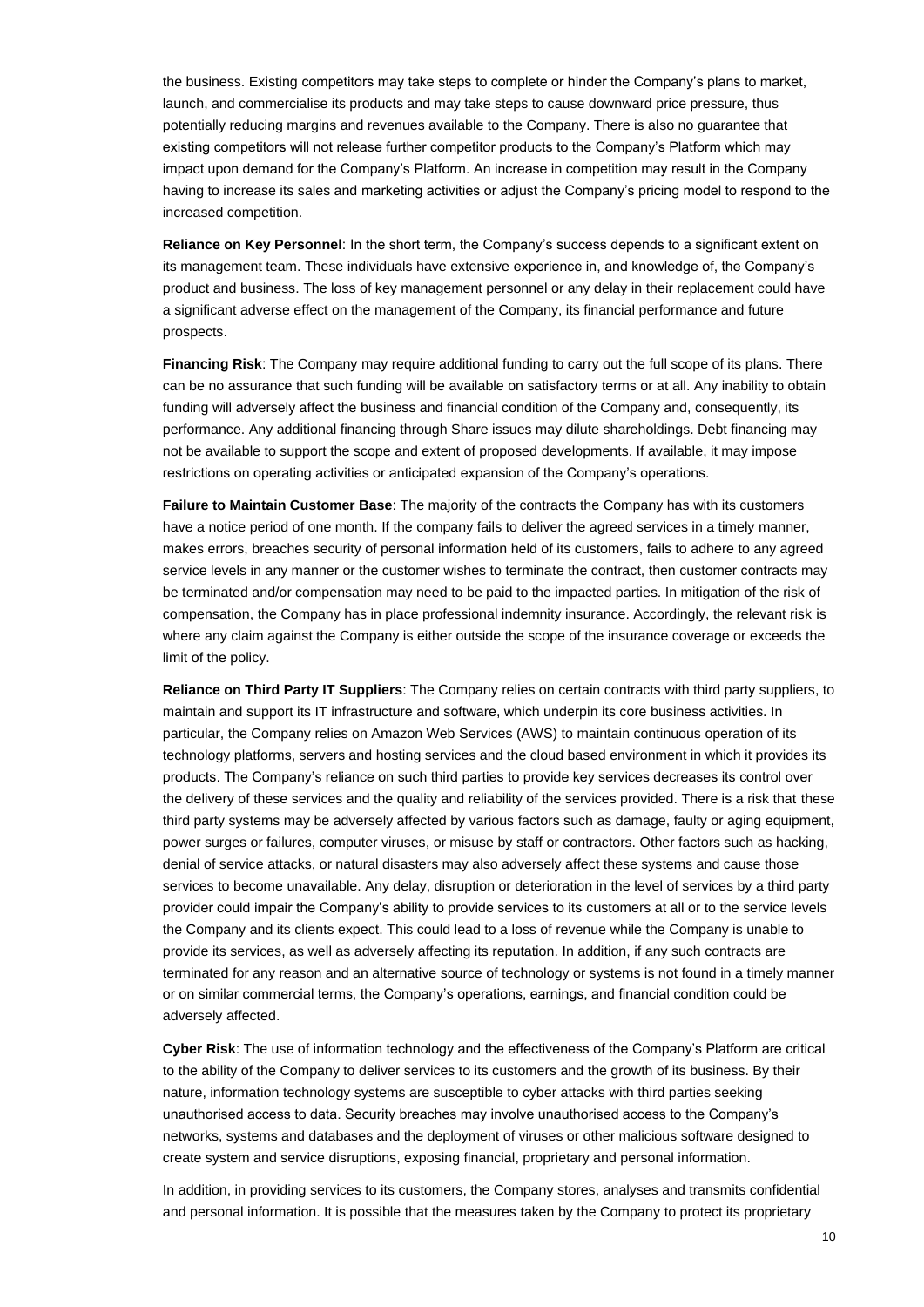the business. Existing competitors may take steps to complete or hinder the Company's plans to market, launch, and commercialise its products and may take steps to cause downward price pressure, thus potentially reducing margins and revenues available to the Company. There is also no guarantee that existing competitors will not release further competitor products to the Company's Platform which may impact upon demand for the Company's Platform. An increase in competition may result in the Company having to increase its sales and marketing activities or adjust the Company's pricing model to respond to the increased competition.

**Reliance on Key Personnel**: In the short term, the Company's success depends to a significant extent on its management team. These individuals have extensive experience in, and knowledge of, the Company's product and business. The loss of key management personnel or any delay in their replacement could have a significant adverse effect on the management of the Company, its financial performance and future prospects.

**Financing Risk**: The Company may require additional funding to carry out the full scope of its plans. There can be no assurance that such funding will be available on satisfactory terms or at all. Any inability to obtain funding will adversely affect the business and financial condition of the Company and, consequently, its performance. Any additional financing through Share issues may dilute shareholdings. Debt financing may not be available to support the scope and extent of proposed developments. If available, it may impose restrictions on operating activities or anticipated expansion of the Company's operations.

**Failure to Maintain Customer Base**: The majority of the contracts the Company has with its customers have a notice period of one month. If the company fails to deliver the agreed services in a timely manner, makes errors, breaches security of personal information held of its customers, fails to adhere to any agreed service levels in any manner or the customer wishes to terminate the contract, then customer contracts may be terminated and/or compensation may need to be paid to the impacted parties. In mitigation of the risk of compensation, the Company has in place professional indemnity insurance. Accordingly, the relevant risk is where any claim against the Company is either outside the scope of the insurance coverage or exceeds the limit of the policy.

**Reliance on Third Party IT Suppliers**: The Company relies on certain contracts with third party suppliers, to maintain and support its IT infrastructure and software, which underpin its core business activities. In particular, the Company relies on Amazon Web Services (AWS) to maintain continuous operation of its technology platforms, servers and hosting services and the cloud based environment in which it provides its products. The Company's reliance on such third parties to provide key services decreases its control over the delivery of these services and the quality and reliability of the services provided. There is a risk that these third party systems may be adversely affected by various factors such as damage, faulty or aging equipment, power surges or failures, computer viruses, or misuse by staff or contractors. Other factors such as hacking, denial of service attacks, or natural disasters may also adversely affect these systems and cause those services to become unavailable. Any delay, disruption or deterioration in the level of services by a third party provider could impair the Company's ability to provide services to its customers at all or to the service levels the Company and its clients expect. This could lead to a loss of revenue while the Company is unable to provide its services, as well as adversely affecting its reputation. In addition, if any such contracts are terminated for any reason and an alternative source of technology or systems is not found in a timely manner or on similar commercial terms, the Company's operations, earnings, and financial condition could be adversely affected.

**Cyber Risk**: The use of information technology and the effectiveness of the Company's Platform are critical to the ability of the Company to deliver services to its customers and the growth of its business. By their nature, information technology systems are susceptible to cyber attacks with third parties seeking unauthorised access to data. Security breaches may involve unauthorised access to the Company's networks, systems and databases and the deployment of viruses or other malicious software designed to create system and service disruptions, exposing financial, proprietary and personal information.

In addition, in providing services to its customers, the Company stores, analyses and transmits confidential and personal information. It is possible that the measures taken by the Company to protect its proprietary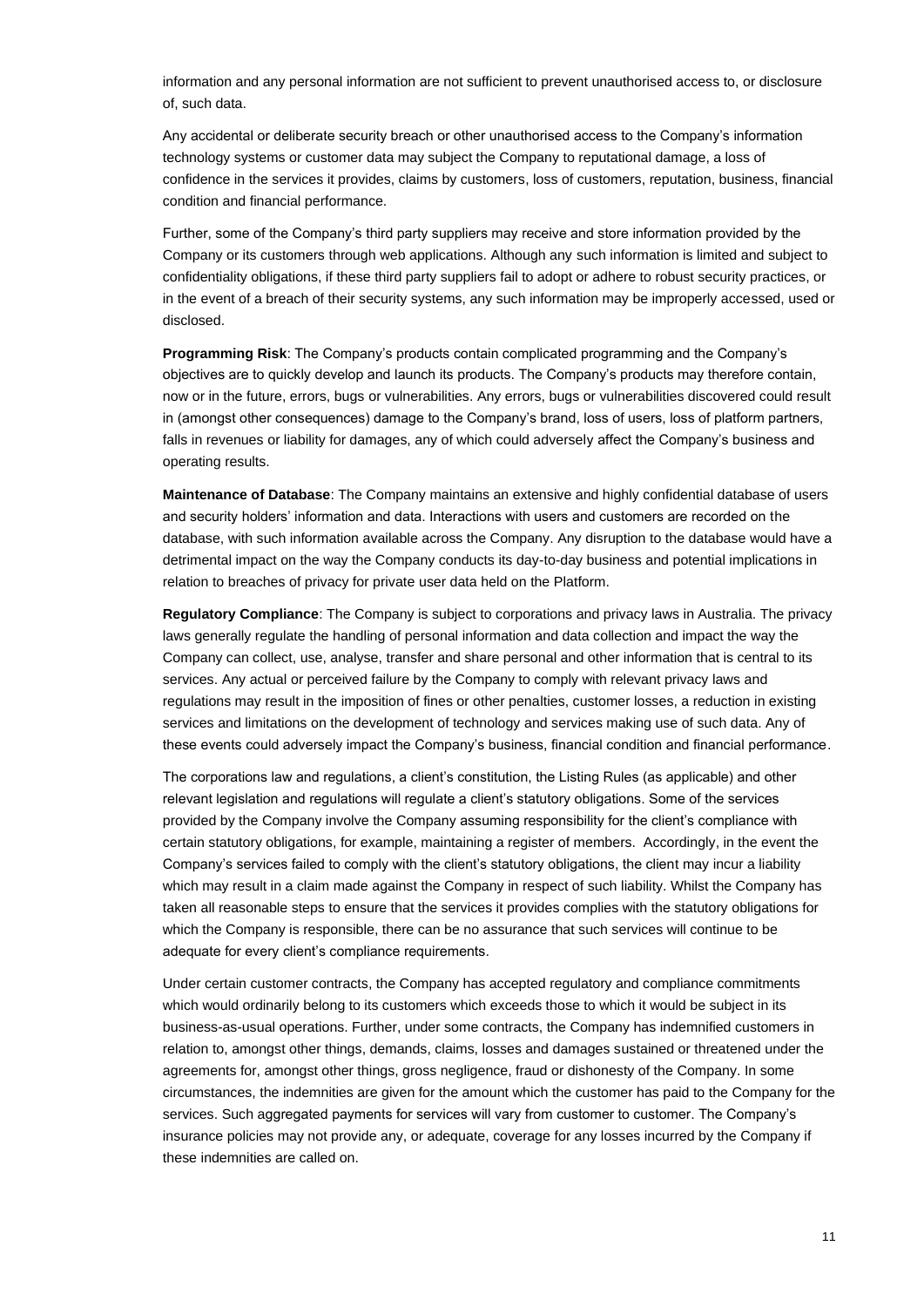information and any personal information are not sufficient to prevent unauthorised access to, or disclosure of, such data.

Any accidental or deliberate security breach or other unauthorised access to the Company's information technology systems or customer data may subject the Company to reputational damage, a loss of confidence in the services it provides, claims by customers, loss of customers, reputation, business, financial condition and financial performance.

Further, some of the Company's third party suppliers may receive and store information provided by the Company or its customers through web applications. Although any such information is limited and subject to confidentiality obligations, if these third party suppliers fail to adopt or adhere to robust security practices, or in the event of a breach of their security systems, any such information may be improperly accessed, used or disclosed.

**Programming Risk**: The Company's products contain complicated programming and the Company's objectives are to quickly develop and launch its products. The Company's products may therefore contain, now or in the future, errors, bugs or vulnerabilities. Any errors, bugs or vulnerabilities discovered could result in (amongst other consequences) damage to the Company's brand, loss of users, loss of platform partners, falls in revenues or liability for damages, any of which could adversely affect the Company's business and operating results.

**Maintenance of Database**: The Company maintains an extensive and highly confidential database of users and security holders' information and data. Interactions with users and customers are recorded on the database, with such information available across the Company. Any disruption to the database would have a detrimental impact on the way the Company conducts its day-to-day business and potential implications in relation to breaches of privacy for private user data held on the Platform.

**Regulatory Compliance**: The Company is subject to corporations and privacy laws in Australia. The privacy laws generally regulate the handling of personal information and data collection and impact the way the Company can collect, use, analyse, transfer and share personal and other information that is central to its services. Any actual or perceived failure by the Company to comply with relevant privacy laws and regulations may result in the imposition of fines or other penalties, customer losses, a reduction in existing services and limitations on the development of technology and services making use of such data. Any of these events could adversely impact the Company's business, financial condition and financial performance.

The corporations law and regulations, a client's constitution, the Listing Rules (as applicable) and other relevant legislation and regulations will regulate a client's statutory obligations. Some of the services provided by the Company involve the Company assuming responsibility for the client's compliance with certain statutory obligations, for example, maintaining a register of members. Accordingly, in the event the Company's services failed to comply with the client's statutory obligations, the client may incur a liability which may result in a claim made against the Company in respect of such liability. Whilst the Company has taken all reasonable steps to ensure that the services it provides complies with the statutory obligations for which the Company is responsible, there can be no assurance that such services will continue to be adequate for every client's compliance requirements.

Under certain customer contracts, the Company has accepted regulatory and compliance commitments which would ordinarily belong to its customers which exceeds those to which it would be subject in its business-as-usual operations. Further, under some contracts, the Company has indemnified customers in relation to, amongst other things, demands, claims, losses and damages sustained or threatened under the agreements for, amongst other things, gross negligence, fraud or dishonesty of the Company. In some circumstances, the indemnities are given for the amount which the customer has paid to the Company for the services. Such aggregated payments for services will vary from customer to customer. The Company's insurance policies may not provide any, or adequate, coverage for any losses incurred by the Company if these indemnities are called on.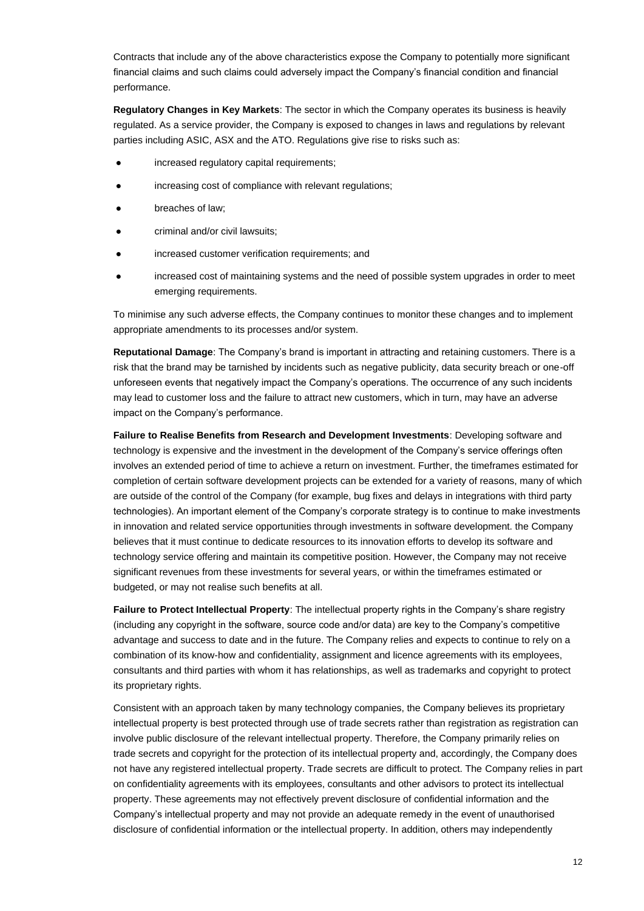Contracts that include any of the above characteristics expose the Company to potentially more significant financial claims and such claims could adversely impact the Company's financial condition and financial performance.

**Regulatory Changes in Key Markets**: The sector in which the Company operates its business is heavily regulated. As a service provider, the Company is exposed to changes in laws and regulations by relevant parties including ASIC, ASX and the ATO. Regulations give rise to risks such as:

- increased regulatory capital requirements;
- increasing cost of compliance with relevant regulations;
- breaches of law;
- criminal and/or civil lawsuits;
- increased customer verification requirements; and
- increased cost of maintaining systems and the need of possible system upgrades in order to meet emerging requirements.

To minimise any such adverse effects, the Company continues to monitor these changes and to implement appropriate amendments to its processes and/or system.

**Reputational Damage**: The Company's brand is important in attracting and retaining customers. There is a risk that the brand may be tarnished by incidents such as negative publicity, data security breach or one-off unforeseen events that negatively impact the Company's operations. The occurrence of any such incidents may lead to customer loss and the failure to attract new customers, which in turn, may have an adverse impact on the Company's performance.

**Failure to Realise Benefits from Research and Development Investments**: Developing software and technology is expensive and the investment in the development of the Company's service offerings often involves an extended period of time to achieve a return on investment. Further, the timeframes estimated for completion of certain software development projects can be extended for a variety of reasons, many of which are outside of the control of the Company (for example, bug fixes and delays in integrations with third party technologies). An important element of the Company's corporate strategy is to continue to make investments in innovation and related service opportunities through investments in software development. the Company believes that it must continue to dedicate resources to its innovation efforts to develop its software and technology service offering and maintain its competitive position. However, the Company may not receive significant revenues from these investments for several years, or within the timeframes estimated or budgeted, or may not realise such benefits at all.

**Failure to Protect Intellectual Property**: The intellectual property rights in the Company's share registry (including any copyright in the software, source code and/or data) are key to the Company's competitive advantage and success to date and in the future. The Company relies and expects to continue to rely on a combination of its know-how and confidentiality, assignment and licence agreements with its employees, consultants and third parties with whom it has relationships, as well as trademarks and copyright to protect its proprietary rights.

Consistent with an approach taken by many technology companies, the Company believes its proprietary intellectual property is best protected through use of trade secrets rather than registration as registration can involve public disclosure of the relevant intellectual property. Therefore, the Company primarily relies on trade secrets and copyright for the protection of its intellectual property and, accordingly, the Company does not have any registered intellectual property. Trade secrets are difficult to protect. The Company relies in part on confidentiality agreements with its employees, consultants and other advisors to protect its intellectual property. These agreements may not effectively prevent disclosure of confidential information and the Company's intellectual property and may not provide an adequate remedy in the event of unauthorised disclosure of confidential information or the intellectual property. In addition, others may independently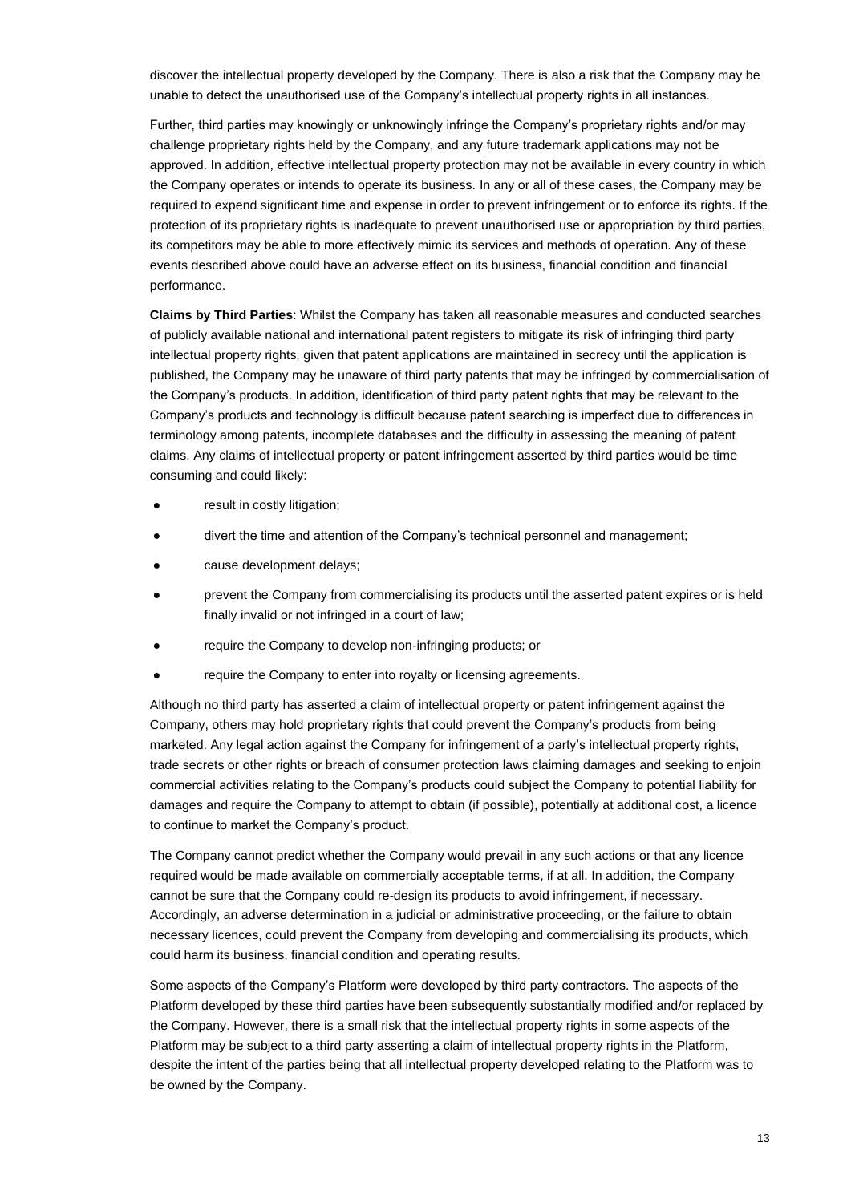discover the intellectual property developed by the Company. There is also a risk that the Company may be unable to detect the unauthorised use of the Company's intellectual property rights in all instances.

Further, third parties may knowingly or unknowingly infringe the Company's proprietary rights and/or may challenge proprietary rights held by the Company, and any future trademark applications may not be approved. In addition, effective intellectual property protection may not be available in every country in which the Company operates or intends to operate its business. In any or all of these cases, the Company may be required to expend significant time and expense in order to prevent infringement or to enforce its rights. If the protection of its proprietary rights is inadequate to prevent unauthorised use or appropriation by third parties, its competitors may be able to more effectively mimic its services and methods of operation. Any of these events described above could have an adverse effect on its business, financial condition and financial performance.

**Claims by Third Parties**: Whilst the Company has taken all reasonable measures and conducted searches of publicly available national and international patent registers to mitigate its risk of infringing third party intellectual property rights, given that patent applications are maintained in secrecy until the application is published, the Company may be unaware of third party patents that may be infringed by commercialisation of the Company's products. In addition, identification of third party patent rights that may be relevant to the Company's products and technology is difficult because patent searching is imperfect due to differences in terminology among patents, incomplete databases and the difficulty in assessing the meaning of patent claims. Any claims of intellectual property or patent infringement asserted by third parties would be time consuming and could likely:

- result in costly litigation;
- divert the time and attention of the Company's technical personnel and management;
- cause development delays;
- prevent the Company from commercialising its products until the asserted patent expires or is held finally invalid or not infringed in a court of law;
- require the Company to develop non-infringing products; or
- require the Company to enter into royalty or licensing agreements.

Although no third party has asserted a claim of intellectual property or patent infringement against the Company, others may hold proprietary rights that could prevent the Company's products from being marketed. Any legal action against the Company for infringement of a party's intellectual property rights, trade secrets or other rights or breach of consumer protection laws claiming damages and seeking to enjoin commercial activities relating to the Company's products could subject the Company to potential liability for damages and require the Company to attempt to obtain (if possible), potentially at additional cost, a licence to continue to market the Company's product.

The Company cannot predict whether the Company would prevail in any such actions or that any licence required would be made available on commercially acceptable terms, if at all. In addition, the Company cannot be sure that the Company could re-design its products to avoid infringement, if necessary. Accordingly, an adverse determination in a judicial or administrative proceeding, or the failure to obtain necessary licences, could prevent the Company from developing and commercialising its products, which could harm its business, financial condition and operating results.

Some aspects of the Company's Platform were developed by third party contractors. The aspects of the Platform developed by these third parties have been subsequently substantially modified and/or replaced by the Company. However, there is a small risk that the intellectual property rights in some aspects of the Platform may be subject to a third party asserting a claim of intellectual property rights in the Platform, despite the intent of the parties being that all intellectual property developed relating to the Platform was to be owned by the Company.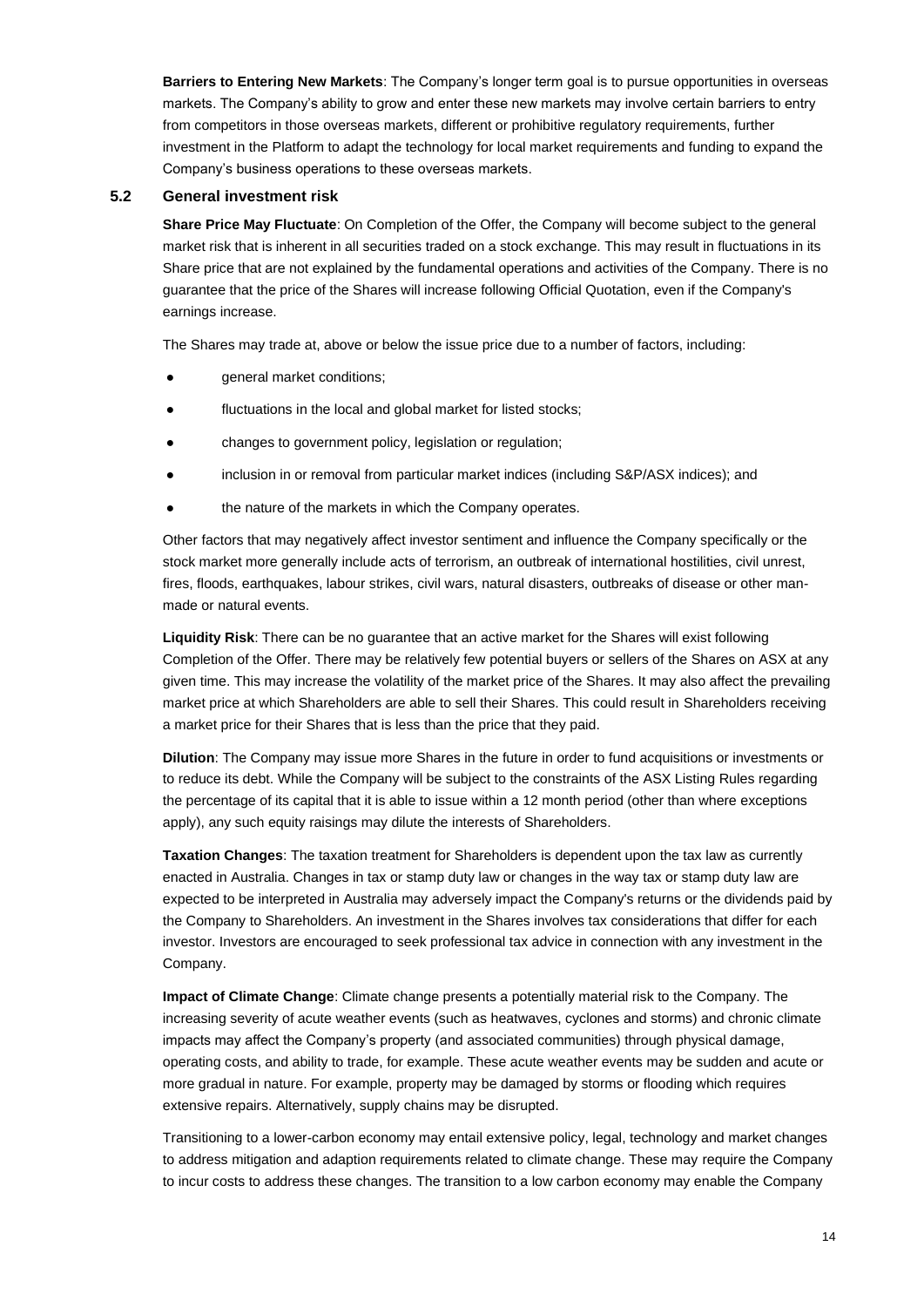**Barriers to Entering New Markets**: The Company's longer term goal is to pursue opportunities in overseas markets. The Company's ability to grow and enter these new markets may involve certain barriers to entry from competitors in those overseas markets, different or prohibitive regulatory requirements, further investment in the Platform to adapt the technology for local market requirements and funding to expand the Company's business operations to these overseas markets.

### 5.2 General investment risk

**Share Price May Fluctuate**: On Completion of the Offer, the Company will become subject to the general market risk that is inherent in all securities traded on a stock exchange. This may result in fluctuations in its Share price that are not explained by the fundamental operations and activities of the Company. There is no guarantee that the price of the Shares will increase following Official Quotation, even if the Company's earnings increase.

The Shares may trade at, above or below the issue price due to a number of factors, including:

- general market conditions;
- fluctuations in the local and global market for listed stocks;
- changes to government policy, legislation or regulation;
- inclusion in or removal from particular market indices (including S&P/ASX indices); and
- the nature of the markets in which the Company operates.

Other factors that may negatively affect investor sentiment and influence the Company specifically or the stock market more generally include acts of terrorism, an outbreak of international hostilities, civil unrest, fires, floods, earthquakes, labour strikes, civil wars, natural disasters, outbreaks of disease or other man-made or natural events.

**Liquidity Risk**: There can be no guarantee that an active market for the Shares will exist following Completion of the Offer. There may be relatively few potential buyers or sellers of the Shares on ASX at any given time. This may increase the volatility of the market price of the Shares. It may also affect the prevailing market price at which Shareholders are able to sell their Shares. This could result in Shareholders receiving a market price for their Shares that is less than the price that they paid.

**Dilution**: The Company may issue more Shares in the future in order to fund acquisitions or investments or to reduce its debt. While the Company will be subject to the constraints of the ASX Listing Rules regarding the percentage of its capital that it is able to issue within a 12 month period (other than where exceptions apply), any such equity raisings may dilute the interests of Shareholders.

**Taxation Changes**: The taxation treatment for Shareholders is dependent upon the tax law as currently enacted in Australia. Changes in tax or stamp duty law or changes in the way tax or stamp duty law are expected to be interpreted in Australia may adversely impact the Company's returns or the dividends paid by the Company to Shareholders. An investment in the Shares involves tax considerations that differ for each investor. Investors are encouraged to seek professional tax advice in connection with any investment in the Company.

**Impact of Climate Change**: Climate change presents a potentially material risk to the Company. The increasing severity of acute weather events (such as heatwaves, cyclones and storms) and chronic climate impacts may affect the Company's property (and associated communities) through physical damage, operating costs, and ability to trade, for example. These acute weather events may be sudden and acute or more gradual in nature. For example, property may be damaged by storms or flooding which requires extensive repairs. Alternatively, supply chains may be disrupted.

Transitioning to a lower-carbon economy may entail extensive policy, legal, technology and market changes to address mitigation and adaption requirements related to climate change. These may require the Company to incur costs to address these changes. The transition to a low carbon economy may enable the Company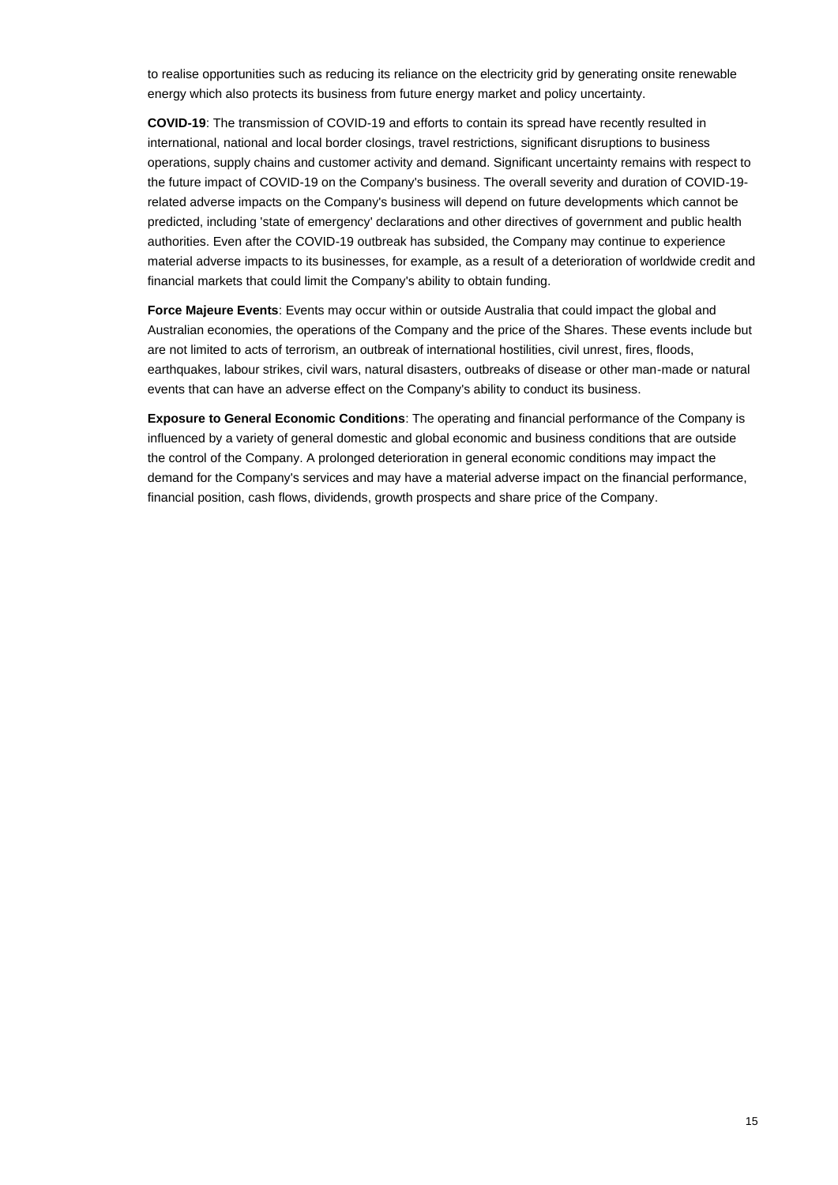to realise opportunities such as reducing its reliance on the electricity grid by generating onsite renewable energy which also protects its business from future energy market and policy uncertainty.

**COVID-19**: The transmission of COVID-19 and efforts to contain its spread have recently resulted in international, national and local border closings, travel restrictions, significant disruptions to business operations, supply chains and customer activity and demand. Significant uncertainty remains with respect to the future impact of COVID-19 on the Company's business. The overall severity and duration of COVID-19-related adverse impacts on the Company's business will depend on future developments which cannot be predicted, including 'state of emergency' declarations and other directives of government and public health authorities. Even after the COVID-19 outbreak has subsided, the Company may continue to experience material adverse impacts to its businesses, for example, as a result of a deterioration of worldwide credit and financial markets that could limit the Company's ability to obtain funding.

**Force Majeure Events**: Events may occur within or outside Australia that could impact the global and Australian economies, the operations of the Company and the price of the Shares. These events include but are not limited to acts of terrorism, an outbreak of international hostilities, civil unrest, fires, floods, earthquakes, labour strikes, civil wars, natural disasters, outbreaks of disease or other man-made or natural events that can have an adverse effect on the Company's ability to conduct its business.

**Exposure to General Economic Conditions**: The operating and financial performance of the Company is influenced by a variety of general domestic and global economic and business conditions that are outside the control of the Company. A prolonged deterioration in general economic conditions may impact the demand for the Company's services and may have a material adverse impact on the financial performance, financial position, cash flows, dividends, growth prospects and share price of the Company.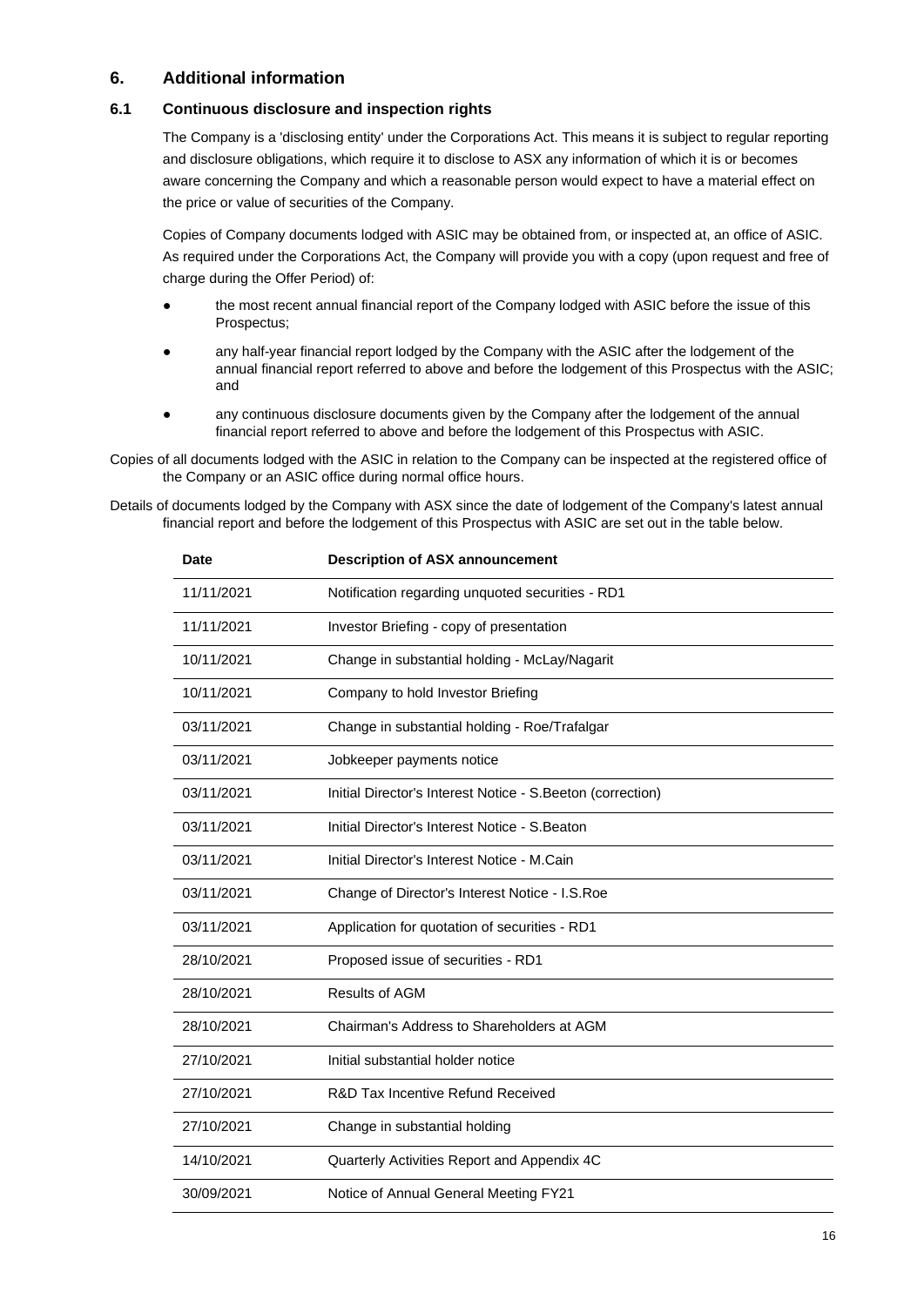## 6. Additional information

### 6.1 Continuous disclosure and inspection rights

The Company is a 'disclosing entity' under the Corporations Act. This means it is subject to regular reporting and disclosure obligations, which require it to disclose to ASX any information of which it is or becomes aware concerning the Company and which a reasonable person would expect to have a material effect on the price or value of securities of the Company.

Copies of Company documents lodged with ASIC may be obtained from, or inspected at, an office of ASIC. As required under the Corporations Act, the Company will provide you with a copy (upon request and free of charge during the Offer Period) of:

- the most recent annual financial report of the Company lodged with ASIC before the issue of this Prospectus;
- any half-year financial report lodged by the Company with the ASIC after the lodgement of the annual financial report referred to above and before the lodgement of this Prospectus with the ASIC; and
- any continuous disclosure documents given by the Company after the lodgement of the annual financial report referred to above and before the lodgement of this Prospectus with ASIC.

Copies of all documents lodged with the ASIC in relation to the Company can be inspected at the registered office of the Company or an ASIC office during normal office hours.

Details of documents lodged by the Company with ASX since the date of lodgement of the Company's latest annual financial report and before the lodgement of this Prospectus with ASIC are set out in the table below.

| Date | Description of ASX announcement |
|---|---|
| 11/11/2021 | Notification regarding unquoted securities - RD1 |
| 11/11/2021 | Investor Briefing - copy of presentation |
| 10/11/2021 | Change in substantial holding - McLay/Nagarit |
| 10/11/2021 | Company to hold Investor Briefing |
| 03/11/2021 | Change in substantial holding - Roe/Trafalgar |
| 03/11/2021 | Jobkeeper payments notice |
| 03/11/2021 | Initial Director's Interest Notice - S.Beeton (correction) |
| 03/11/2021 | Initial Director's Interest Notice - S.Beaton |
| 03/11/2021 | Initial Director's Interest Notice - M.Cain |
| 03/11/2021 | Change of Director's Interest Notice - I.S.Roe |
| 03/11/2021 | Application for quotation of securities - RD1 |
| 28/10/2021 | Proposed issue of securities - RD1 |
| 28/10/2021 | Results of AGM |
| 28/10/2021 | Chairman's Address to Shareholders at AGM |
| 27/10/2021 | Initial substantial holder notice |
| 27/10/2021 | R&D Tax Incentive Refund Received |
| 27/10/2021 | Change in substantial holding |
| 14/10/2021 | Quarterly Activities Report and Appendix 4C |
| 30/09/2021 | Notice of Annual General Meeting FY21 |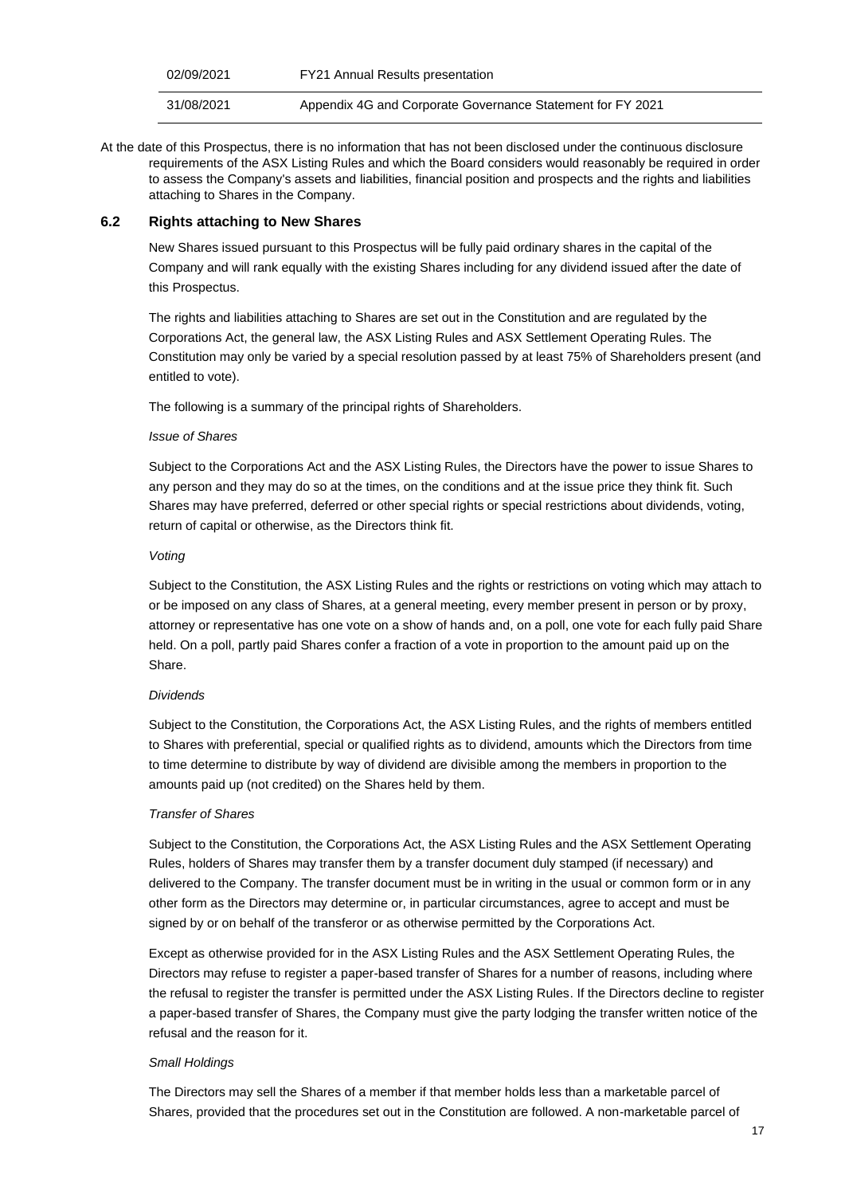| | |
|---|---|
| 02/09/2021 | FY21 Annual Results presentation |
| 31/08/2021 | Appendix 4G and Corporate Governance Statement for FY 2021 |

At the date of this Prospectus, there is no information that has not been disclosed under the continuous disclosure requirements of the ASX Listing Rules and which the Board considers would reasonably be required in order to assess the Company's assets and liabilities, financial position and prospects and the rights and liabilities attaching to Shares in the Company.

## 6.2 Rights attaching to New Shares

New Shares issued pursuant to this Prospectus will be fully paid ordinary shares in the capital of the Company and will rank equally with the existing Shares including for any dividend issued after the date of this Prospectus.

The rights and liabilities attaching to Shares are set out in the Constitution and are regulated by the Corporations Act, the general law, the ASX Listing Rules and ASX Settlement Operating Rules. The Constitution may only be varied by a special resolution passed by at least 75% of Shareholders present (and entitled to vote).

The following is a summary of the principal rights of Shareholders.

*Issue of Shares*

Subject to the Corporations Act and the ASX Listing Rules, the Directors have the power to issue Shares to any person and they may do so at the times, on the conditions and at the issue price they think fit. Such Shares may have preferred, deferred or other special rights or special restrictions about dividends, voting, return of capital or otherwise, as the Directors think fit.

*Voting*

Subject to the Constitution, the ASX Listing Rules and the rights or restrictions on voting which may attach to or be imposed on any class of Shares, at a general meeting, every member present in person or by proxy, attorney or representative has one vote on a show of hands and, on a poll, one vote for each fully paid Share held. On a poll, partly paid Shares confer a fraction of a vote in proportion to the amount paid up on the Share.

*Dividends*

Subject to the Constitution, the Corporations Act, the ASX Listing Rules, and the rights of members entitled to Shares with preferential, special or qualified rights as to dividend, amounts which the Directors from time to time determine to distribute by way of dividend are divisible among the members in proportion to the amounts paid up (not credited) on the Shares held by them.

*Transfer of Shares*

Subject to the Constitution, the Corporations Act, the ASX Listing Rules and the ASX Settlement Operating Rules, holders of Shares may transfer them by a transfer document duly stamped (if necessary) and delivered to the Company. The transfer document must be in writing in the usual or common form or in any other form as the Directors may determine or, in particular circumstances, agree to accept and must be signed by or on behalf of the transferor or as otherwise permitted by the Corporations Act.

Except as otherwise provided for in the ASX Listing Rules and the ASX Settlement Operating Rules, the Directors may refuse to register a paper-based transfer of Shares for a number of reasons, including where the refusal to register the transfer is permitted under the ASX Listing Rules. If the Directors decline to register a paper-based transfer of Shares, the Company must give the party lodging the transfer written notice of the refusal and the reason for it.

*Small Holdings*

The Directors may sell the Shares of a member if that member holds less than a marketable parcel of Shares, provided that the procedures set out in the Constitution are followed. A non-marketable parcel of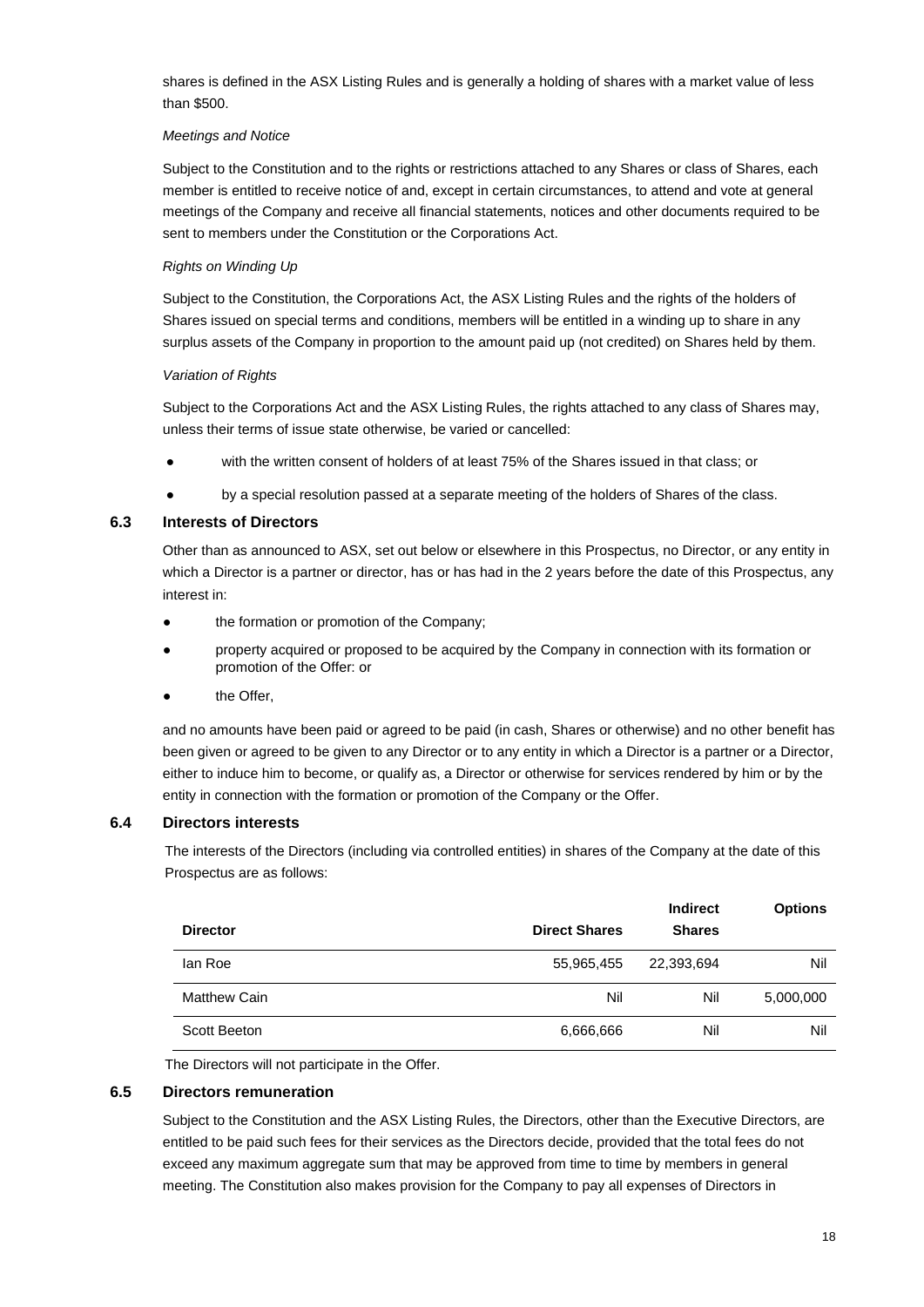shares is defined in the ASX Listing Rules and is generally a holding of shares with a market value of less than $500.

*Meetings and Notice*

Subject to the Constitution and to the rights or restrictions attached to any Shares or class of Shares, each member is entitled to receive notice of and, except in certain circumstances, to attend and vote at general meetings of the Company and receive all financial statements, notices and other documents required to be sent to members under the Constitution or the Corporations Act.

*Rights on Winding Up*

Subject to the Constitution, the Corporations Act, the ASX Listing Rules and the rights of the holders of Shares issued on special terms and conditions, members will be entitled in a winding up to share in any surplus assets of the Company in proportion to the amount paid up (not credited) on Shares held by them.

*Variation of Rights*

Subject to the Corporations Act and the ASX Listing Rules, the rights attached to any class of Shares may, unless their terms of issue state otherwise, be varied or cancelled:

- with the written consent of holders of at least 75% of the Shares issued in that class; or
- by a special resolution passed at a separate meeting of the holders of Shares of the class.

## 6.3 Interests of Directors

Other than as announced to ASX, set out below or elsewhere in this Prospectus, no Director, or any entity in which a Director is a partner or director, has or has had in the 2 years before the date of this Prospectus, any interest in:

- the formation or promotion of the Company;
- property acquired or proposed to be acquired by the Company in connection with its formation or promotion of the Offer: or
- the Offer,

and no amounts have been paid or agreed to be paid (in cash, Shares or otherwise) and no other benefit has been given or agreed to be given to any Director or to any entity in which a Director is a partner or a Director, either to induce him to become, or qualify as, a Director or otherwise for services rendered by him or by the entity in connection with the formation or promotion of the Company or the Offer.

## 6.4 Directors interests

The interests of the Directors (including via controlled entities) in shares of the Company at the date of this Prospectus are as follows:

| Director | Direct Shares | Indirect Shares | Options |
|---|---|---|---|
| Ian Roe | 55,965,455 | 22,393,694 | Nil |
| Matthew Cain | Nil | Nil | 5,000,000 |
| Scott Beeton | 6,666,666 | Nil | Nil |

The Directors will not participate in the Offer.

## 6.5 Directors remuneration

Subject to the Constitution and the ASX Listing Rules, the Directors, other than the Executive Directors, are entitled to be paid such fees for their services as the Directors decide, provided that the total fees do not exceed any maximum aggregate sum that may be approved from time to time by members in general meeting. The Constitution also makes provision for the Company to pay all expenses of Directors in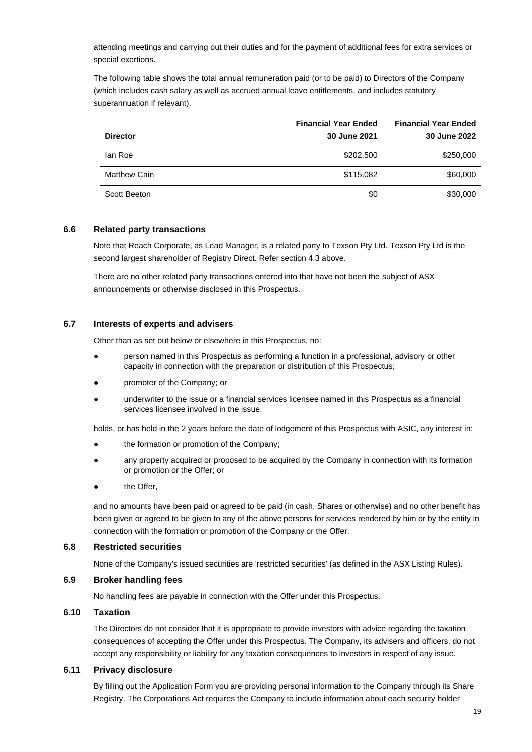attending meetings and carrying out their duties and for the payment of additional fees for extra services or special exertions.

The following table shows the total annual remuneration paid (or to be paid) to Directors of the Company (which includes cash salary as well as accrued annual leave entitlements, and includes statutory superannuation if relevant).

| Director | Financial Year Ended 30 June 2021 | Financial Year Ended 30 June 2022 |
|---|---:|---:|
| Ian Roe | $202,500 | $250,000 |
| Matthew Cain | $115,082 | $60,000 |
| Scott Beeton | $0 | $30,000 |

### 6.6 Related party transactions

Note that Reach Corporate, as Lead Manager, is a related party to Texson Pty Ltd. Texson Pty Ltd is the second largest shareholder of Registry Direct. Refer section 4.3 above.

There are no other related party transactions entered into that have not been the subject of ASX announcements or otherwise disclosed in this Prospectus.

### 6.7 Interests of experts and advisers

Other than as set out below or elsewhere in this Prospectus, no:

- person named in this Prospectus as performing a function in a professional, advisory or other capacity in connection with the preparation or distribution of this Prospectus;
- promoter of the Company; or
- underwriter to the issue or a financial services licensee named in this Prospectus as a financial services licensee involved in the issue,

holds, or has held in the 2 years before the date of lodgement of this Prospectus with ASIC, any interest in:

- the formation or promotion of the Company;
- any property acquired or proposed to be acquired by the Company in connection with its formation or promotion or the Offer; or
- the Offer,

and no amounts have been paid or agreed to be paid (in cash, Shares or otherwise) and no other benefit has been given or agreed to be given to any of the above persons for services rendered by him or by the entity in connection with the formation or promotion of the Company or the Offer.

### 6.8 Restricted securities

None of the Company's issued securities are 'restricted securities' (as defined in the ASX Listing Rules).

### 6.9 Broker handling fees

No handling fees are payable in connection with the Offer under this Prospectus.

### 6.10 Taxation

The Directors do not consider that it is appropriate to provide investors with advice regarding the taxation consequences of accepting the Offer under this Prospectus. The Company, its advisers and officers, do not accept any responsibility or liability for any taxation consequences to investors in respect of any issue.

### 6.11 Privacy disclosure

By filling out the Application Form you are providing personal information to the Company through its Share Registry. The Corporations Act requires the Company to include information about each security holder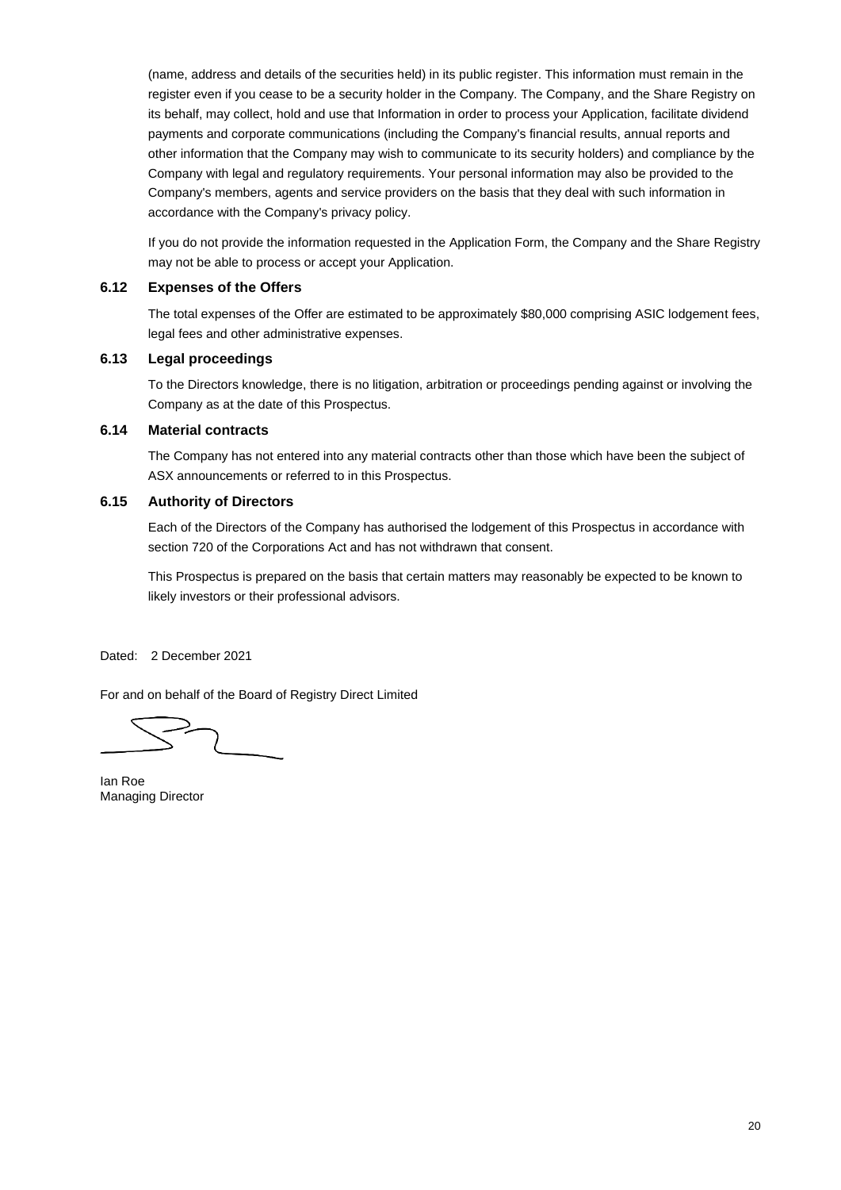(name, address and details of the securities held) in its public register. This information must remain in the register even if you cease to be a security holder in the Company. The Company, and the Share Registry on its behalf, may collect, hold and use that Information in order to process your Application, facilitate dividend payments and corporate communications (including the Company's financial results, annual reports and other information that the Company may wish to communicate to its security holders) and compliance by the Company with legal and regulatory requirements. Your personal information may also be provided to the Company's members, agents and service providers on the basis that they deal with such information in accordance with the Company's privacy policy.

If you do not provide the information requested in the Application Form, the Company and the Share Registry may not be able to process or accept your Application.

### 6.12 Expenses of the Offers

The total expenses of the Offer are estimated to be approximately $80,000 comprising ASIC lodgement fees, legal fees and other administrative expenses.

### 6.13 Legal proceedings

To the Directors knowledge, there is no litigation, arbitration or proceedings pending against or involving the Company as at the date of this Prospectus.

### 6.14 Material contracts

The Company has not entered into any material contracts other than those which have been the subject of ASX announcements or referred to in this Prospectus.

### 6.15 Authority of Directors

Each of the Directors of the Company has authorised the lodgement of this Prospectus in accordance with section 720 of the Corporations Act and has not withdrawn that consent.

This Prospectus is prepared on the basis that certain matters may reasonably be expected to be known to likely investors or their professional advisors.

Dated: 2 December 2021

For and on behalf of the Board of Registry Direct Limited

Ian Roe
Managing Director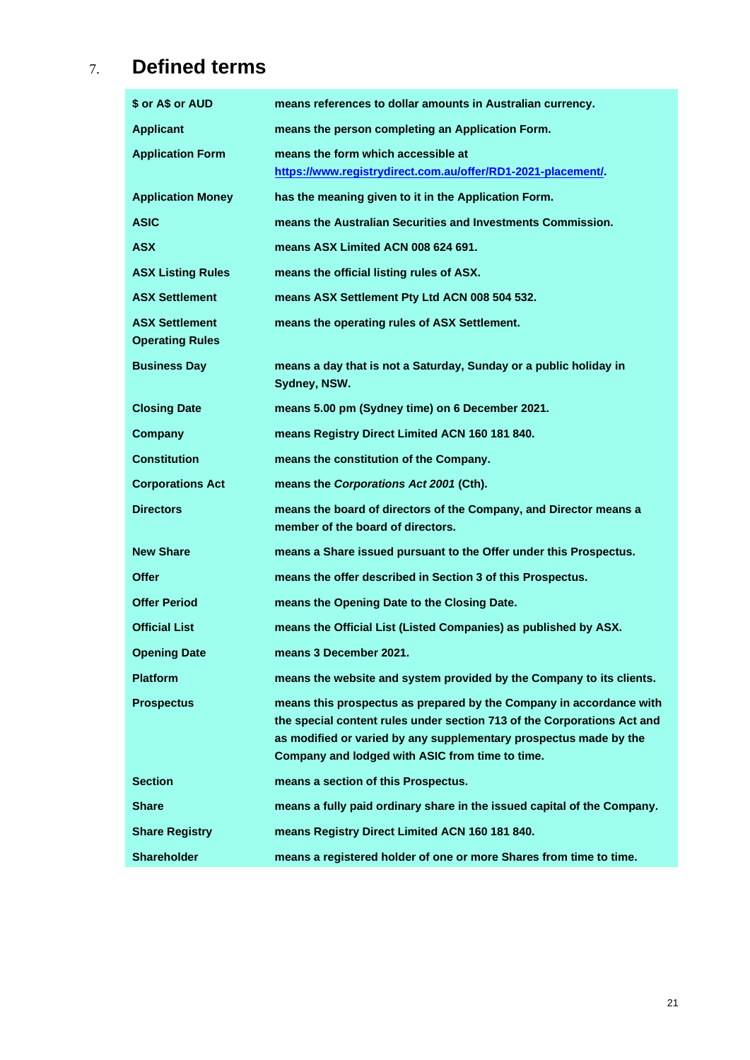# 7. Defined terms

| | |
|---|---|
| **$ or A$ or AUD** | **means references to dollar amounts in Australian currency.** |
| **Applicant** | **means the person completing an Application Form.** |
| **Application Form** | **means the form which accessible at https://www.registrydirect.com.au/offer/RD1-2021-placement/.** |
| **Application Money** | **has the meaning given to it in the Application Form.** |
| **ASIC** | **means the Australian Securities and Investments Commission.** |
| **ASX** | **means ASX Limited ACN 008 624 691.** |
| **ASX Listing Rules** | **means the official listing rules of ASX.** |
| **ASX Settlement** | **means ASX Settlement Pty Ltd ACN 008 504 532.** |
| **ASX Settlement Operating Rules** | **means the operating rules of ASX Settlement.** |
| **Business Day** | **means a day that is not a Saturday, Sunday or a public holiday in Sydney, NSW.** |
| **Closing Date** | **means 5.00 pm (Sydney time) on 6 December 2021.** |
| **Company** | **means Registry Direct Limited ACN 160 181 840.** |
| **Constitution** | **means the constitution of the Company.** |
| **Corporations Act** | **means the *Corporations Act 2001* (Cth).** |
| **Directors** | **means the board of directors of the Company, and Director means a member of the board of directors.** |
| **New Share** | **means a Share issued pursuant to the Offer under this Prospectus.** |
| **Offer** | **means the offer described in Section 3 of this Prospectus.** |
| **Offer Period** | **means the Opening Date to the Closing Date.** |
| **Official List** | **means the Official List (Listed Companies) as published by ASX.** |
| **Opening Date** | **means 3 December 2021.** |
| **Platform** | **means the website and system provided by the Company to its clients.** |
| **Prospectus** | **means this prospectus as prepared by the Company in accordance with the special content rules under section 713 of the Corporations Act and as modified or varied by any supplementary prospectus made by the Company and lodged with ASIC from time to time.** |
| **Section** | **means a section of this Prospectus.** |
| **Share** | **means a fully paid ordinary share in the issued capital of the Company.** |
| **Share Registry** | **means Registry Direct Limited ACN 160 181 840.** |
| **Shareholder** | **means a registered holder of one or more Shares from time to time.** |